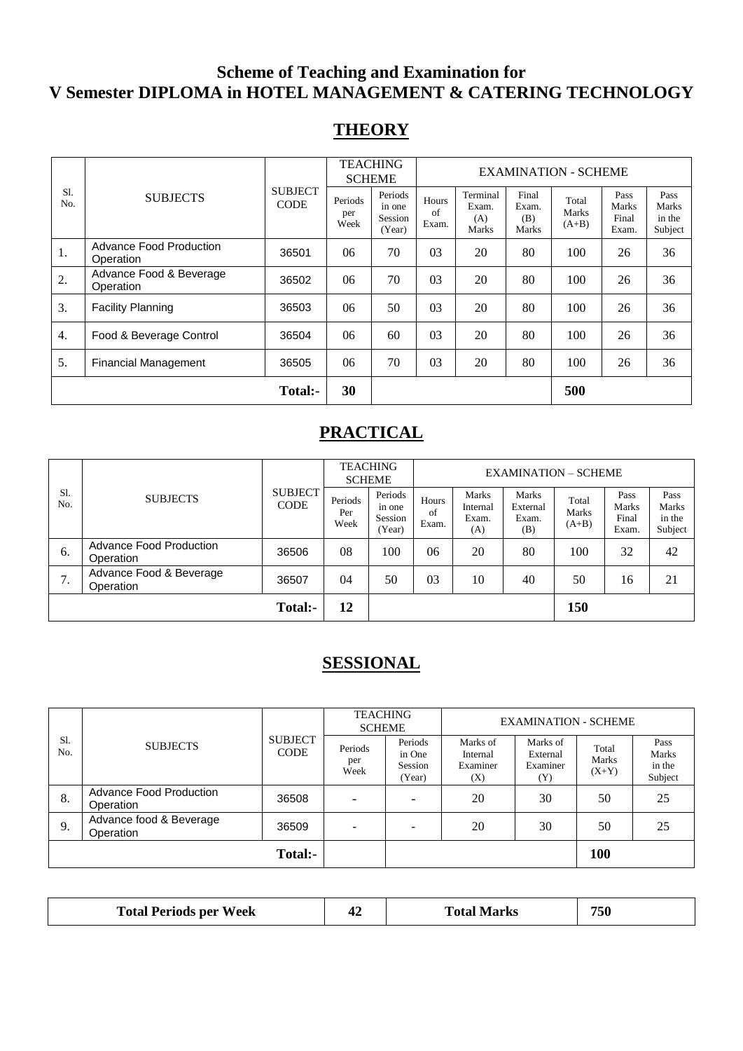# Scheme of Teaching and Examination for
# V Semester DIPLOMA in HOTEL MANAGEMENT & CATERING TECHNOLOGY

## THEORY

| Sl. No. | SUBJECTS | SUBJECT CODE | TEACHING SCHEME | | EXAMINATION - SCHEME | | | | | |
|---|---|---|---|---|---|---|---|---|---|---|
| | | | Periods per Week | Periods in one Session (Year) | Hours of Exam. | Terminal Exam. (A) Marks | Final Exam. (B) Marks | Total Marks (A+B) | Pass Marks Final Exam. | Pass Marks in the Subject |
| 1. | Advance Food Production Operation | 36501 | 06 | 70 | 03 | 20 | 80 | 100 | 26 | 36 |
| 2. | Advance Food & Beverage Operation | 36502 | 06 | 70 | 03 | 20 | 80 | 100 | 26 | 36 |
| 3. | Facility Planning | 36503 | 06 | 50 | 03 | 20 | 80 | 100 | 26 | 36 |
| 4. | Food & Beverage Control | 36504 | 06 | 60 | 03 | 20 | 80 | 100 | 26 | 36 |
| 5. | Financial Management | 36505 | 06 | 70 | 03 | 20 | 80 | 100 | 26 | 36 |
| | | **Total:-** | **30** | | | | | **500** | | |

## PRACTICAL

| Sl. No. | SUBJECTS | SUBJECT CODE | TEACHING SCHEME | | EXAMINATION – SCHEME | | | | | |
|---|---|---|---|---|---|---|---|---|---|---|
| | | | Periods Per Week | Periods in one Session (Year) | Hours of Exam. | Marks Internal Exam. (A) | Marks External Exam. (B) | Total Marks (A+B) | Pass Marks Final Exam. | Pass Marks in the Subject |
| 6. | Advance Food Production Operation | 36506 | 08 | 100 | 06 | 20 | 80 | 100 | 32 | 42 |
| 7. | Advance Food & Beverage Operation | 36507 | 04 | 50 | 03 | 10 | 40 | 50 | 16 | 21 |
| | | **Total:-** | **12** | | | | | **150** | | |

## SESSIONAL

| Sl. No. | SUBJECTS | SUBJECT CODE | TEACHING SCHEME | | EXAMINATION - SCHEME | | | |
|---|---|---|---|---|---|---|---|---|
| | | | Periods per Week | Periods in One Session (Year) | Marks of Internal Examiner (X) | Marks of External Examiner (Y) | Total Marks (X+Y) | Pass Marks in the Subject |
| 8. | Advance Food Production Operation | 36508 | - | - | 20 | 30 | 50 | 25 |
| 9. | Advance food & Beverage Operation | 36509 | - | - | 20 | 30 | 50 | 25 |
| | | **Total:-** | | | | | **100** | |

| **Total Periods per Week** | **42** | **Total Marks** | **750** |
|---|---|---|---|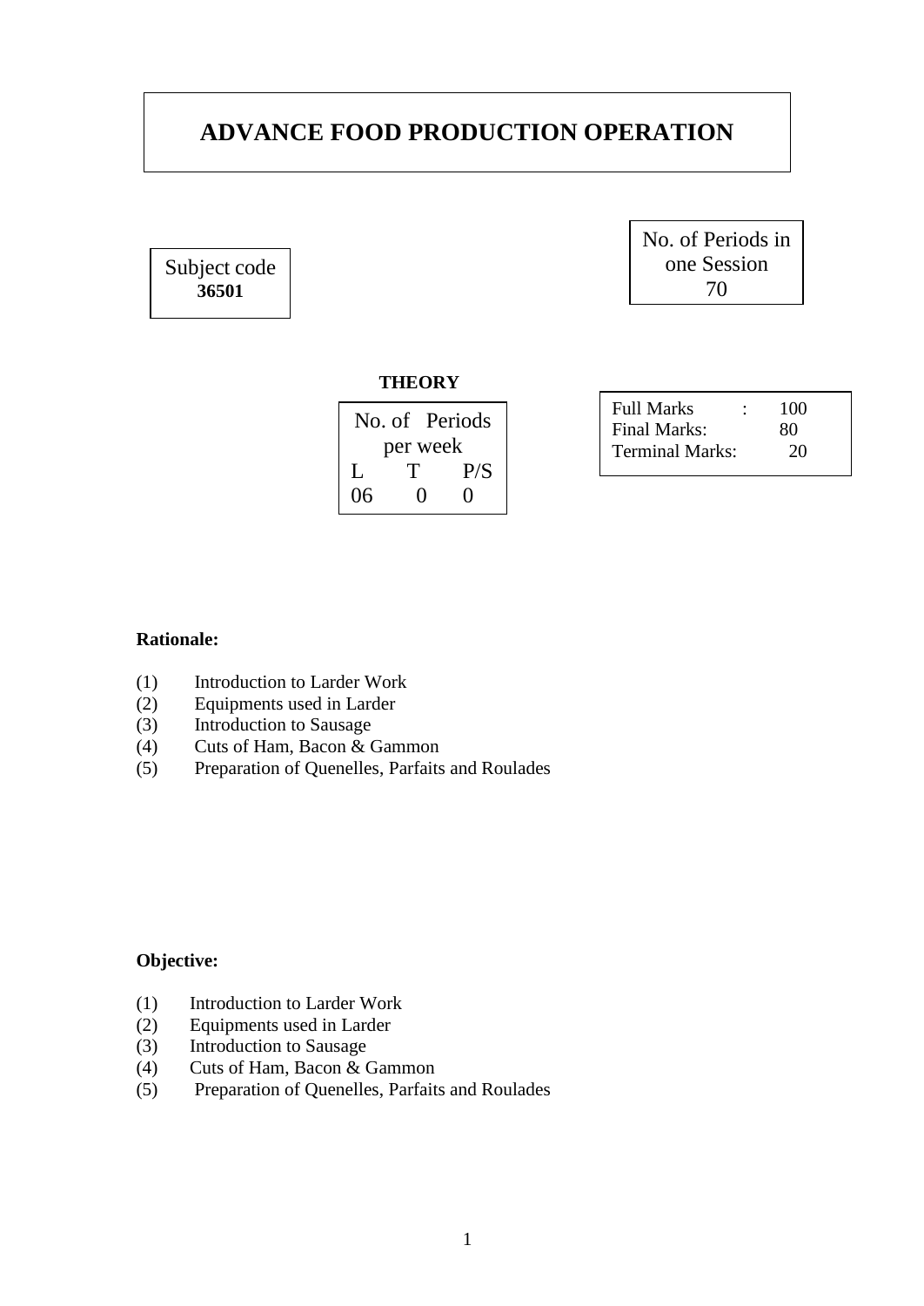# ADVANCE FOOD PRODUCTION OPERATION

| Subject code |
|---|
| **36501** |

| No. of Periods in one Session |
|---|
| 70 |

**THEORY**

| No. of Periods per week | | |
|---|---|---|
| L | T | P/S |
| 06 | 0 | 0 |

| | | |
|---|---|---|
| Full Marks | : | 100 |
| Final Marks: | | 80 |
| Terminal Marks: | | 20 |

**Rationale:**

(1) Introduction to Larder Work
(2) Equipments used in Larder
(3) Introduction to Sausage
(4) Cuts of Ham, Bacon & Gammon
(5) Preparation of Quenelles, Parfaits and Roulades

**Objective:**

(1) Introduction to Larder Work
(2) Equipments used in Larder
(3) Introduction to Sausage
(4) Cuts of Ham, Bacon & Gammon
(5) Preparation of Quenelles, Parfaits and Roulades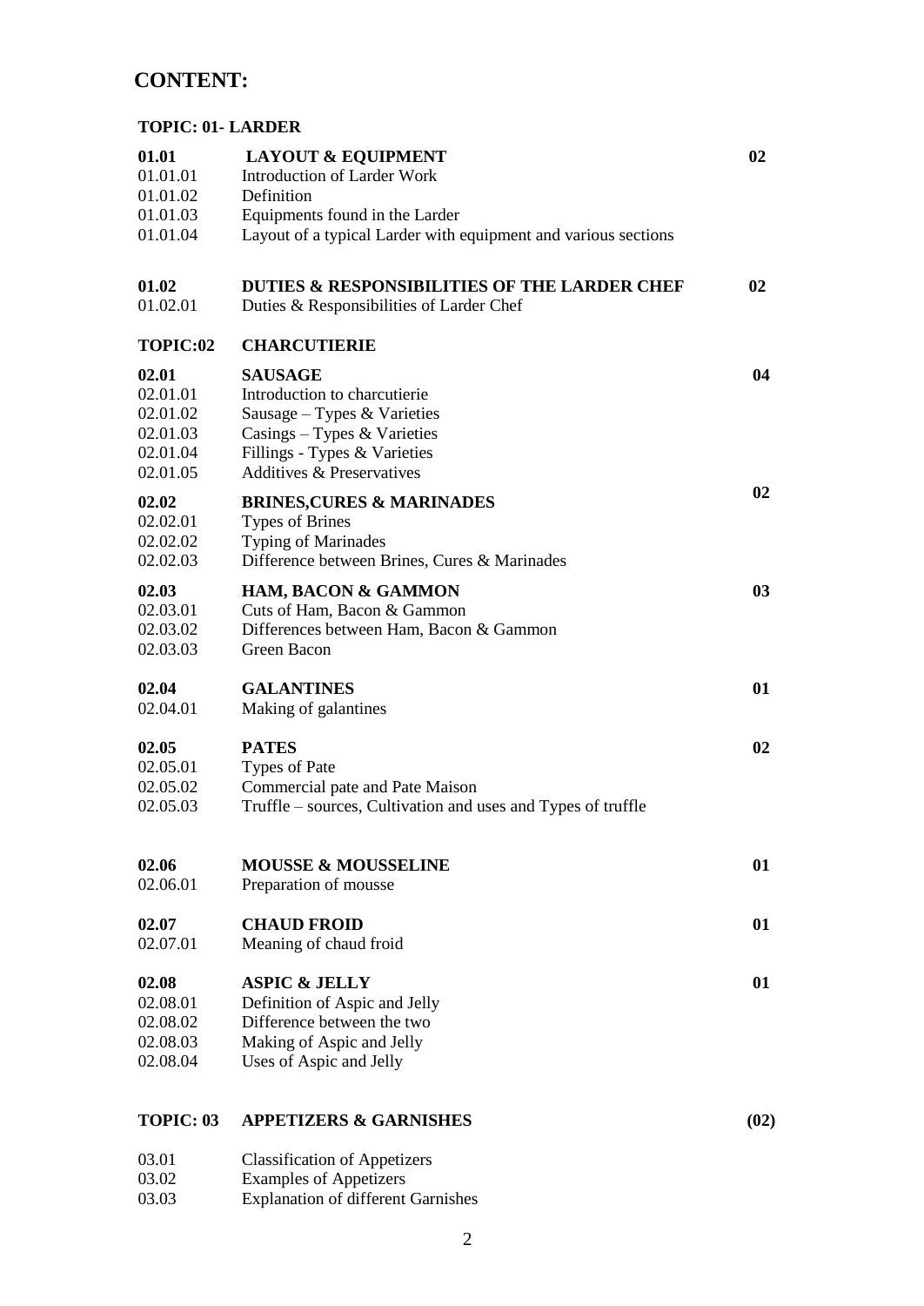# CONTENT:

## TOPIC: 01- LARDER

| | | |
|---|---|---|
| **01.01** | **LAYOUT & EQUIPMENT** | **02** |
| 01.01.01 | Introduction of Larder Work | |
| 01.01.02 | Definition | |
| 01.01.03 | Equipments found in the Larder | |
| 01.01.04 | Layout of a typical Larder with equipment and various sections | |
| **01.02** | **DUTIES & RESPONSIBILITIES OF THE LARDER CHEF** | **02** |
| 01.02.01 | Duties & Responsibilities of Larder Chef | |
| **TOPIC:02** | **CHARCUTIERIE** | |
| **02.01** | **SAUSAGE** | **04** |
| 02.01.01 | Introduction to charcutierie | |
| 02.01.02 | Sausage – Types & Varieties | |
| 02.01.03 | Casings – Types & Varieties | |
| 02.01.04 | Fillings - Types & Varieties | |
| 02.01.05 | Additives & Preservatives | |
| **02.02** | **BRINES,CURES & MARINADES** | **02** |
| 02.02.01 | Types of Brines | |
| 02.02.02 | Typing of Marinades | |
| 02.02.03 | Difference between Brines, Cures & Marinades | |
| **02.03** | **HAM, BACON & GAMMON** | **03** |
| 02.03.01 | Cuts of Ham, Bacon & Gammon | |
| 02.03.02 | Differences between Ham, Bacon & Gammon | |
| 02.03.03 | Green Bacon | |
| **02.04** | **GALANTINES** | **01** |
| 02.04.01 | Making of galantines | |
| **02.05** | **PATES** | **02** |
| 02.05.01 | Types of Pate | |
| 02.05.02 | Commercial pate and Pate Maison | |
| 02.05.03 | Truffle – sources, Cultivation and uses and Types of truffle | |
| **02.06** | **MOUSSE & MOUSSELINE** | **01** |
| 02.06.01 | Preparation of mousse | |
| **02.07** | **CHAUD FROID** | **01** |
| 02.07.01 | Meaning of chaud froid | |
| **02.08** | **ASPIC & JELLY** | **01** |
| 02.08.01 | Definition of Aspic and Jelly | |
| 02.08.02 | Difference between the two | |
| 02.08.03 | Making of Aspic and Jelly | |
| 02.08.04 | Uses of Aspic and Jelly | |
| **TOPIC: 03** | **APPETIZERS & GARNISHES** | **(02)** |
| 03.01 | Classification of Appetizers | |
| 03.02 | Examples of Appetizers | |
| 03.03 | Explanation of different Garnishes | |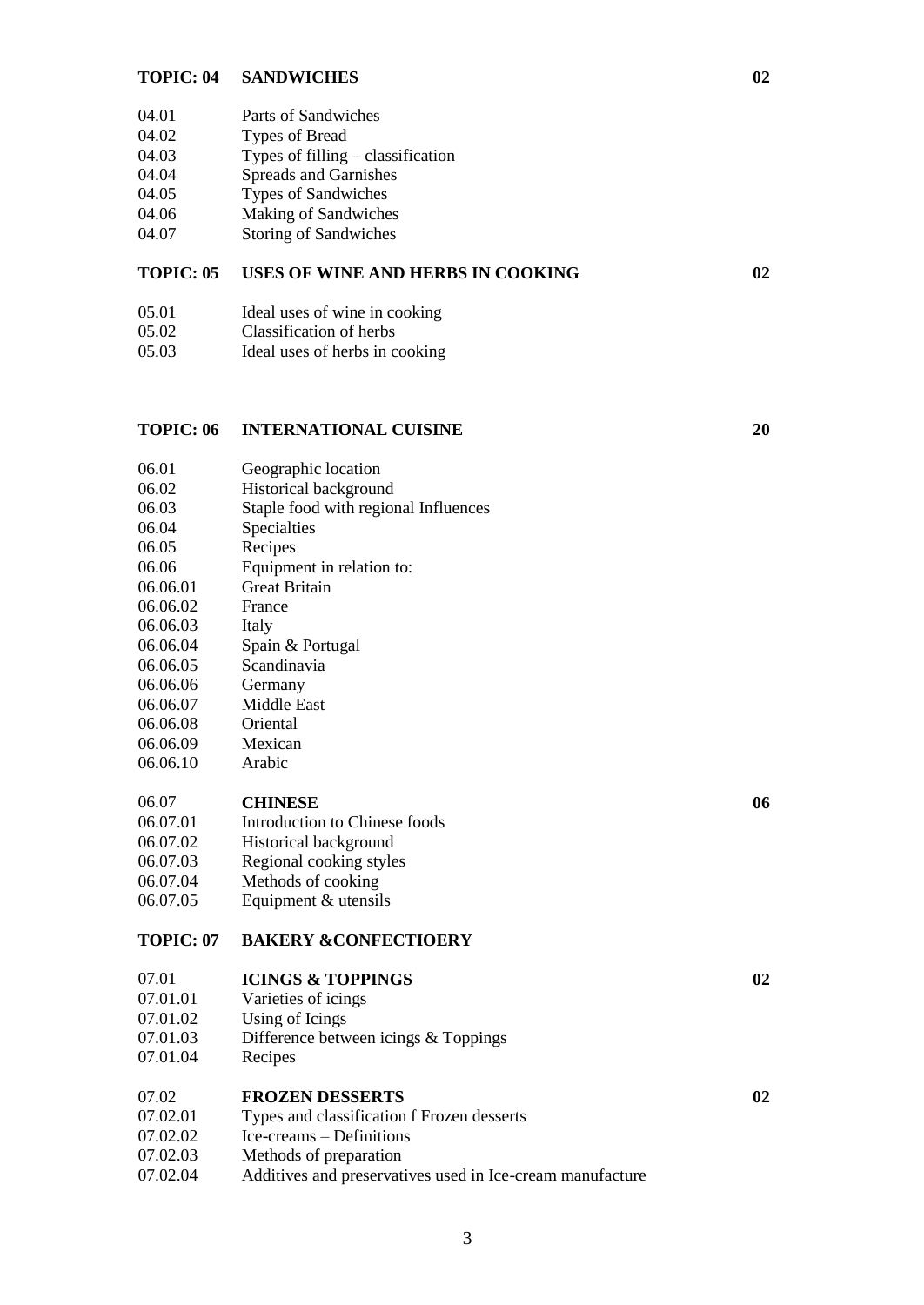| | | |
|---|---|---|
| **TOPIC: 04** | **SANDWICHES** | **02** |
| 04.01 | Parts of Sandwiches | |
| 04.02 | Types of Bread | |
| 04.03 | Types of filling – classification | |
| 04.04 | Spreads and Garnishes | |
| 04.05 | Types of Sandwiches | |
| 04.06 | Making of Sandwiches | |
| 04.07 | Storing of Sandwiches | |
| **TOPIC: 05** | **USES OF WINE AND HERBS IN COOKING** | **02** |
| 05.01 | Ideal uses of wine in cooking | |
| 05.02 | Classification of herbs | |
| 05.03 | Ideal uses of herbs in cooking | |
| **TOPIC: 06** | **INTERNATIONAL CUISINE** | **20** |
| 06.01 | Geographic location | |
| 06.02 | Historical background | |
| 06.03 | Staple food with regional Influences | |
| 06.04 | Specialties | |
| 06.05 | Recipes | |
| 06.06 | Equipment in relation to: | |
| 06.06.01 | Great Britain | |
| 06.06.02 | France | |
| 06.06.03 | Italy | |
| 06.06.04 | Spain & Portugal | |
| 06.06.05 | Scandinavia | |
| 06.06.06 | Germany | |
| 06.06.07 | Middle East | |
| 06.06.08 | Oriental | |
| 06.06.09 | Mexican | |
| 06.06.10 | Arabic | |
| 06.07 | **CHINESE** | **06** |
| 06.07.01 | Introduction to Chinese foods | |
| 06.07.02 | Historical background | |
| 06.07.03 | Regional cooking styles | |
| 06.07.04 | Methods of cooking | |
| 06.07.05 | Equipment & utensils | |
| **TOPIC: 07** | **BAKERY &CONFECTIOERY** | |
| 07.01 | **ICINGS & TOPPINGS** | **02** |
| 07.01.01 | Varieties of icings | |
| 07.01.02 | Using of Icings | |
| 07.01.03 | Difference between icings & Toppings | |
| 07.01.04 | Recipes | |
| 07.02 | **FROZEN DESSERTS** | **02** |
| 07.02.01 | Types and classification f Frozen desserts | |
| 07.02.02 | Ice-creams – Definitions | |
| 07.02.03 | Methods of preparation | |
| 07.02.04 | Additives and preservatives used in Ice-cream manufacture | |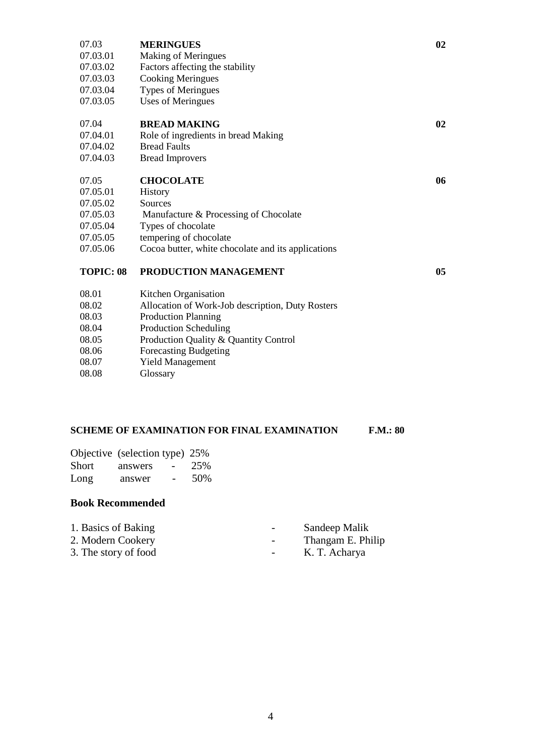| | | |
|---|---|---|
| 07.03 | **MERINGUES** | **02** |
| 07.03.01 | Making of Meringues | |
| 07.03.02 | Factors affecting the stability | |
| 07.03.03 | Cooking Meringues | |
| 07.03.04 | Types of Meringues | |
| 07.03.05 | Uses of Meringues | |
| 07.04 | **BREAD MAKING** | **02** |
| 07.04.01 | Role of ingredients in bread Making | |
| 07.04.02 | Bread Faults | |
| 07.04.03 | Bread Improvers | |
| 07.05 | **CHOCOLATE** | **06** |
| 07.05.01 | History | |
| 07.05.02 | Sources | |
| 07.05.03 | Manufacture & Processing of Chocolate | |
| 07.05.04 | Types of chocolate | |
| 07.05.05 | tempering of chocolate | |
| 07.05.06 | Cocoa butter, white chocolate and its applications | |
| **TOPIC: 08** | **PRODUCTION MANAGEMENT** | **05** |
| 08.01 | Kitchen Organisation | |
| 08.02 | Allocation of Work-Job description, Duty Rosters | |
| 08.03 | Production Planning | |
| 08.04 | Production Scheduling | |
| 08.05 | Production Quality & Quantity Control | |
| 08.06 | Forecasting Budgeting | |
| 08.07 | Yield Management | |
| 08.08 | Glossary | |

**SCHEME OF EXAMINATION FOR FINAL EXAMINATION F.M.: 80**

Objective (selection type) 25%
Short answers - 25%
Long answer - 50%

**Book Recommended**

1. Basics of Baking - Sandeep Malik
2. Modern Cookery - Thangam E. Philip
3. The story of food - K. T. Acharya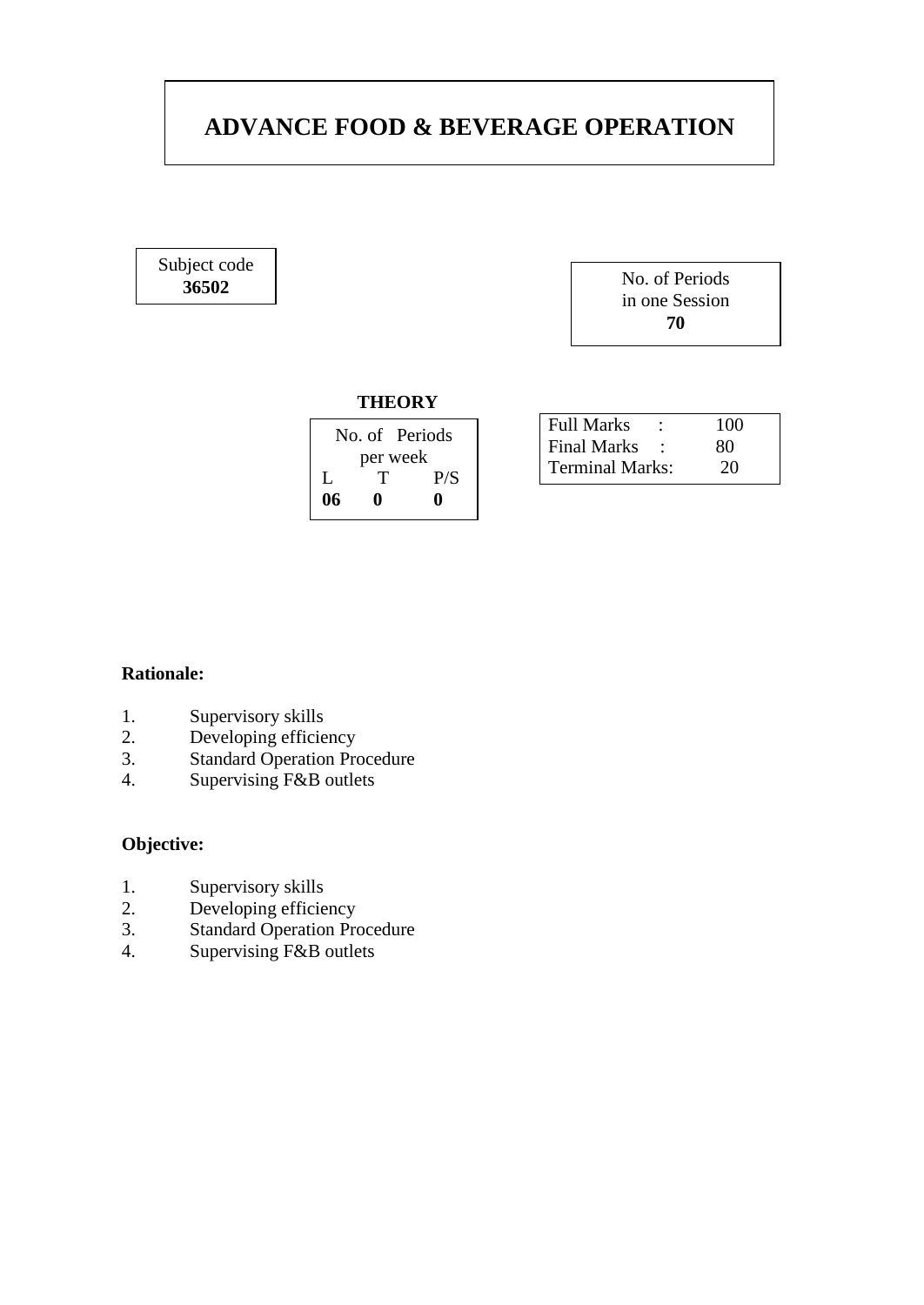# ADVANCE FOOD & BEVERAGE OPERATION

Subject code
**36502**

No. of Periods
in one Session
**70**

**THEORY**

| No. of Periods per week | | |
|---|---|---|
| L | T | P/S |
| **06** | **0** | **0** |

| Full Marks | : | 100 |
|---|---|---|
| Final Marks | : | 80 |
| Terminal Marks: | | 20 |

**Rationale:**

1. Supervisory skills
2. Developing efficiency
3. Standard Operation Procedure
4. Supervising F&B outlets

**Objective:**

1. Supervisory skills
2. Developing efficiency
3. Standard Operation Procedure
4. Supervising F&B outlets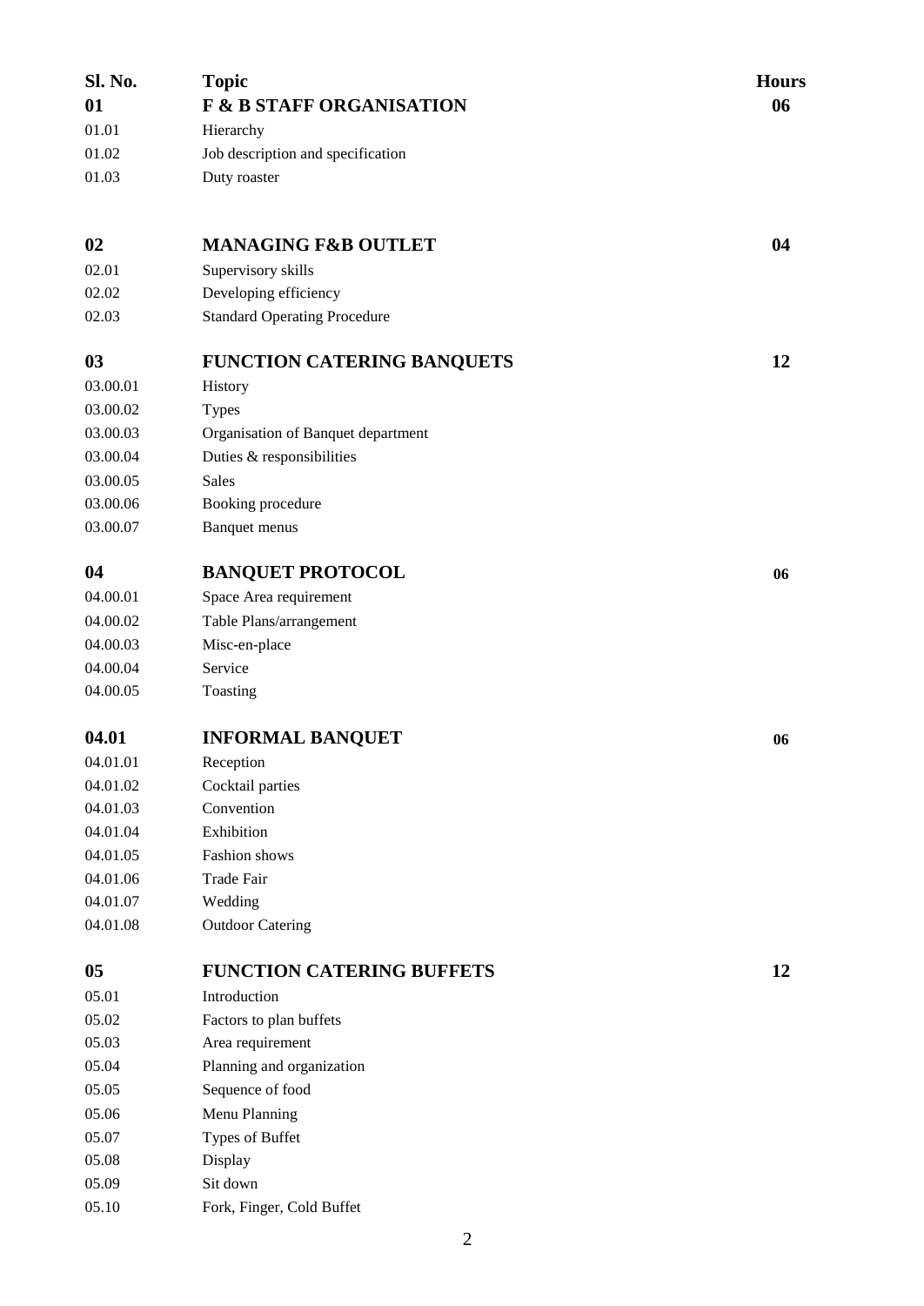| Sl. No. | Topic | Hours |
| --- | --- | --- |
| **01** | **F & B STAFF ORGANISATION** | **06** |
| 01.01 | Hierarchy | |
| 01.02 | Job description and specification | |
| 01.03 | Duty roaster | |
| **02** | **MANAGING F&B OUTLET** | **04** |
| 02.01 | Supervisory skills | |
| 02.02 | Developing efficiency | |
| 02.03 | Standard Operating Procedure | |
| **03** | **FUNCTION CATERING BANQUETS** | **12** |
| 03.00.01 | History | |
| 03.00.02 | Types | |
| 03.00.03 | Organisation of Banquet department | |
| 03.00.04 | Duties & responsibilities | |
| 03.00.05 | Sales | |
| 03.00.06 | Booking procedure | |
| 03.00.07 | Banquet menus | |
| **04** | **BANQUET PROTOCOL** | **06** |
| 04.00.01 | Space Area requirement | |
| 04.00.02 | Table Plans/arrangement | |
| 04.00.03 | Misc-en-place | |
| 04.00.04 | Service | |
| 04.00.05 | Toasting | |
| **04.01** | **INFORMAL BANQUET** | **06** |
| 04.01.01 | Reception | |
| 04.01.02 | Cocktail parties | |
| 04.01.03 | Convention | |
| 04.01.04 | Exhibition | |
| 04.01.05 | Fashion shows | |
| 04.01.06 | Trade Fair | |
| 04.01.07 | Wedding | |
| 04.01.08 | Outdoor Catering | |
| **05** | **FUNCTION CATERING BUFFETS** | **12** |
| 05.01 | Introduction | |
| 05.02 | Factors to plan buffets | |
| 05.03 | Area requirement | |
| 05.04 | Planning and organization | |
| 05.05 | Sequence of food | |
| 05.06 | Menu Planning | |
| 05.07 | Types of Buffet | |
| 05.08 | Display | |
| 05.09 | Sit down | |
| 05.10 | Fork, Finger, Cold Buffet | |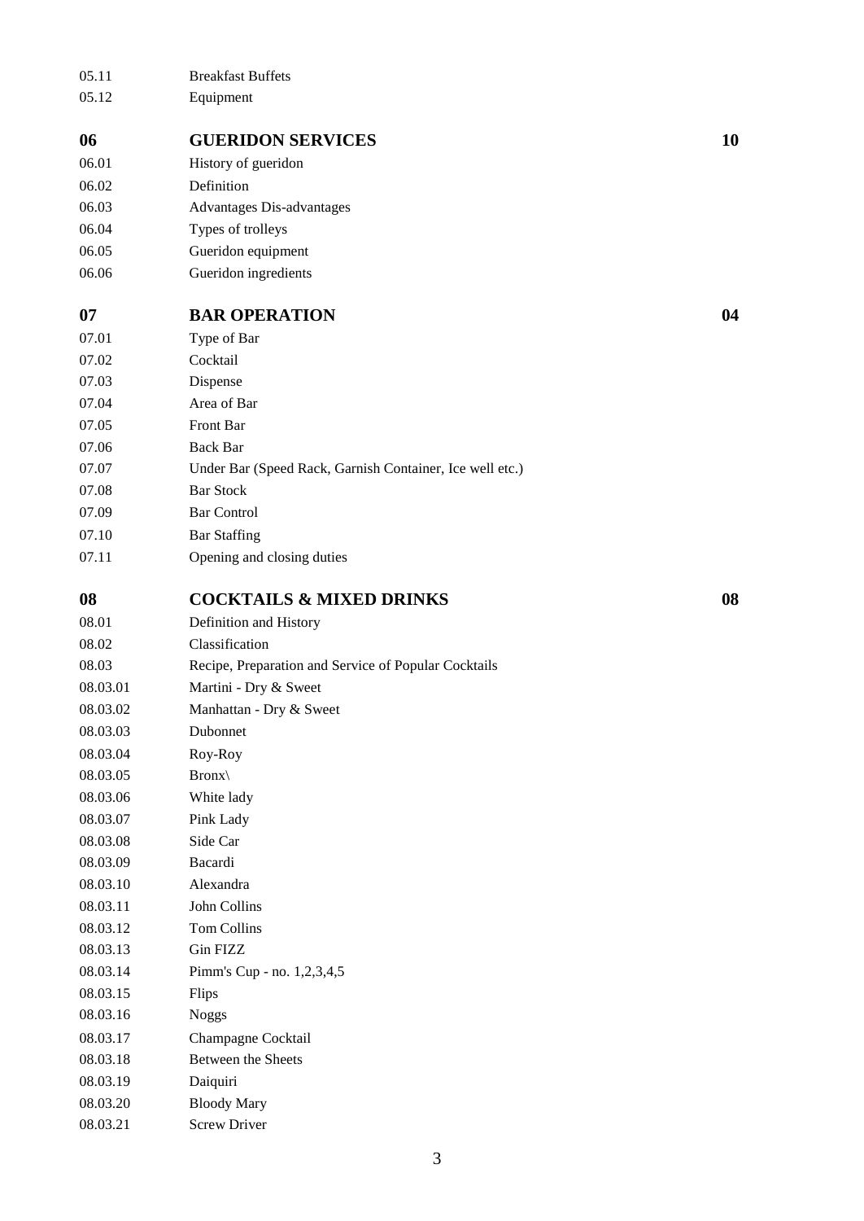| | | |
|---|---|---|
| 05.11 | Breakfast Buffets | |
| 05.12 | Equipment | |
| **06** | **GUERIDON SERVICES** | **10** |
| 06.01 | History of gueridon | |
| 06.02 | Definition | |
| 06.03 | Advantages Dis-advantages | |
| 06.04 | Types of trolleys | |
| 06.05 | Gueridon equipment | |
| 06.06 | Gueridon ingredients | |
| **07** | **BAR OPERATION** | **04** |
| 07.01 | Type of Bar | |
| 07.02 | Cocktail | |
| 07.03 | Dispense | |
| 07.04 | Area of Bar | |
| 07.05 | Front Bar | |
| 07.06 | Back Bar | |
| 07.07 | Under Bar (Speed Rack, Garnish Container, Ice well etc.) | |
| 07.08 | Bar Stock | |
| 07.09 | Bar Control | |
| 07.10 | Bar Staffing | |
| 07.11 | Opening and closing duties | |
| **08** | **COCKTAILS & MIXED DRINKS** | **08** |
| 08.01 | Definition and History | |
| 08.02 | Classification | |
| 08.03 | Recipe, Preparation and Service of Popular Cocktails | |
| 08.03.01 | Martini - Dry & Sweet | |
| 08.03.02 | Manhattan - Dry & Sweet | |
| 08.03.03 | Dubonnet | |
| 08.03.04 | Roy-Roy | |
| 08.03.05 | Bronx\ | |
| 08.03.06 | White lady | |
| 08.03.07 | Pink Lady | |
| 08.03.08 | Side Car | |
| 08.03.09 | Bacardi | |
| 08.03.10 | Alexandra | |
| 08.03.11 | John Collins | |
| 08.03.12 | Tom Collins | |
| 08.03.13 | Gin FIZZ | |
| 08.03.14 | Pimm's Cup - no. 1,2,3,4,5 | |
| 08.03.15 | Flips | |
| 08.03.16 | Noggs | |
| 08.03.17 | Champagne Cocktail | |
| 08.03.18 | Between the Sheets | |
| 08.03.19 | Daiquiri | |
| 08.03.20 | Bloody Mary | |
| 08.03.21 | Screw Driver | |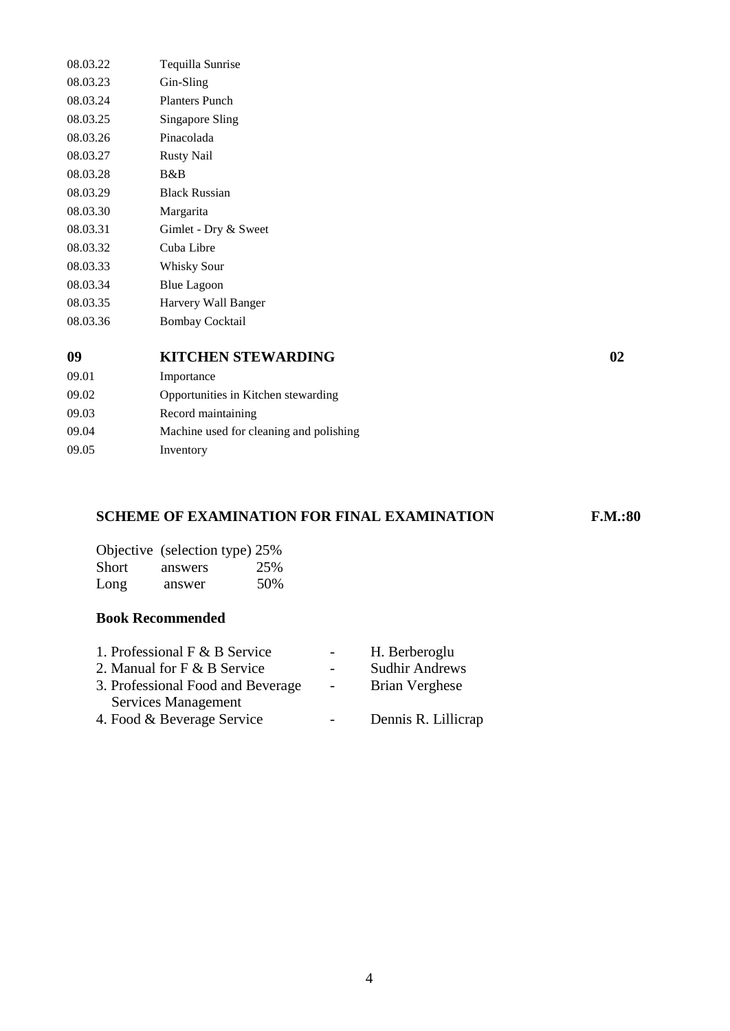| | |
|---|---|
| 08.03.22 | Tequilla Sunrise |
| 08.03.23 | Gin-Sling |
| 08.03.24 | Planters Punch |
| 08.03.25 | Singapore Sling |
| 08.03.26 | Pinacolada |
| 08.03.27 | Rusty Nail |
| 08.03.28 | B&B |
| 08.03.29 | Black Russian |
| 08.03.30 | Margarita |
| 08.03.31 | Gimlet - Dry & Sweet |
| 08.03.32 | Cuba Libre |
| 08.03.33 | Whisky Sour |
| 08.03.34 | Blue Lagoon |
| 08.03.35 | Harvery Wall Banger |
| 08.03.36 | Bombay Cocktail |

| | | |
|---|---|---|
| **09** | **KITCHEN STEWARDING** | **02** |
| 09.01 | Importance | |
| 09.02 | Opportunities in Kitchen stewarding | |
| 09.03 | Record maintaining | |
| 09.04 | Machine used for cleaning and polishing | |
| 09.05 | Inventory | |

## SCHEME OF EXAMINATION FOR FINAL EXAMINATION — F.M.:80

| | | |
|---|---|---|
| Objective | (selection type) | 25% |
| Short | answers | 25% |
| Long | answer | 50% |

### Book Recommended

1. Professional F & B Service - H. Berberoglu
2. Manual for F & B Service - Sudhir Andrews
3. Professional Food and Beverage Services Management - Brian Verghese
4. Food & Beverage Service - Dennis R. Lillicrap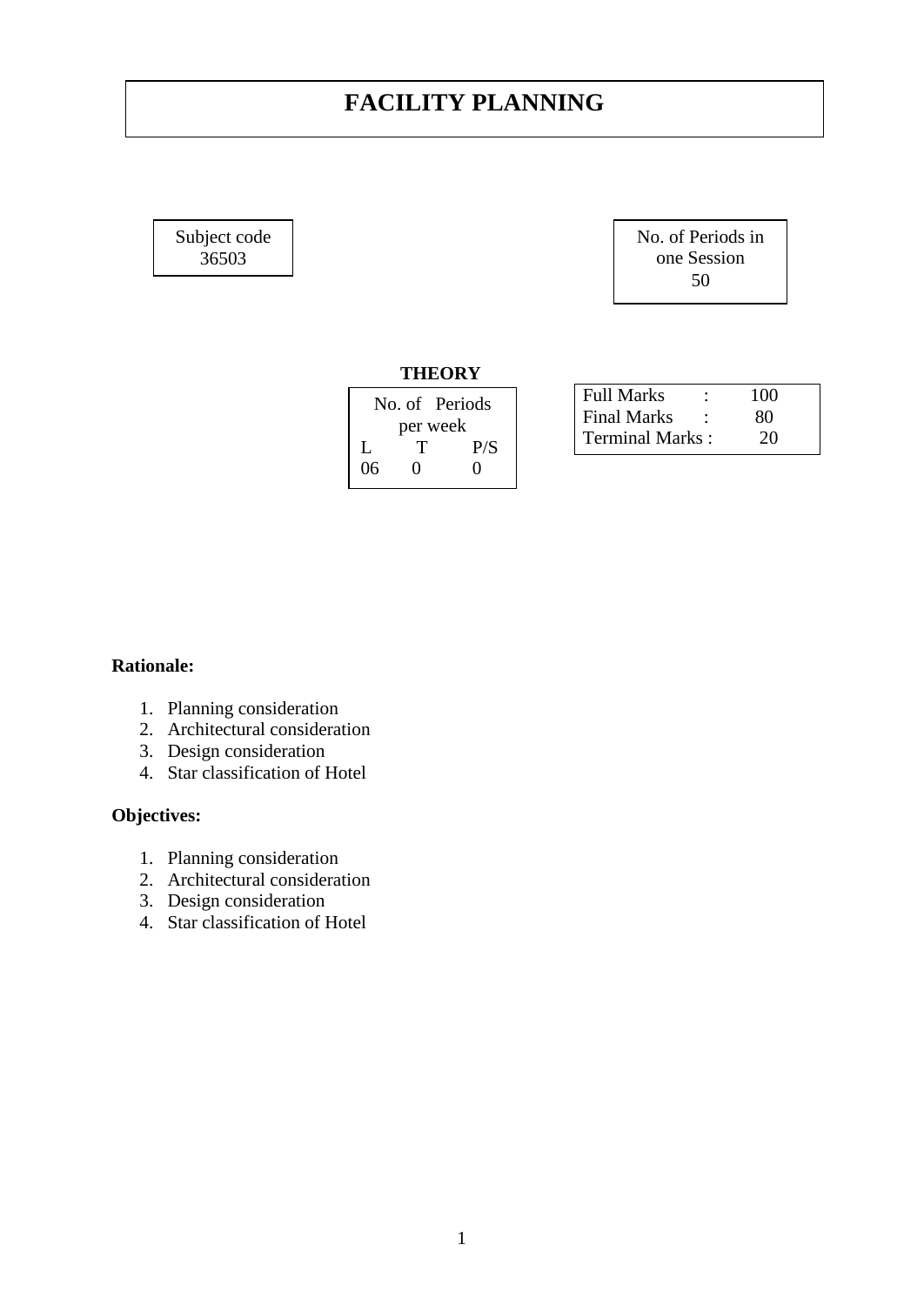# FACILITY PLANNING

| Subject code |
|---|
| 36503 |

| No. of Periods in one Session |
|---|
| 50 |

**THEORY**

| No. of Periods per week | | |
|---|---|---|
| L | T | P/S |
| 06 | 0 | 0 |

| | | |
|---|---|---|
| Full Marks | : | 100 |
| Final Marks | : | 80 |
| Terminal Marks | : | 20 |

**Rationale:**

1. Planning consideration
2. Architectural consideration
3. Design consideration
4. Star classification of Hotel

**Objectives:**

1. Planning consideration
2. Architectural consideration
3. Design consideration
4. Star classification of Hotel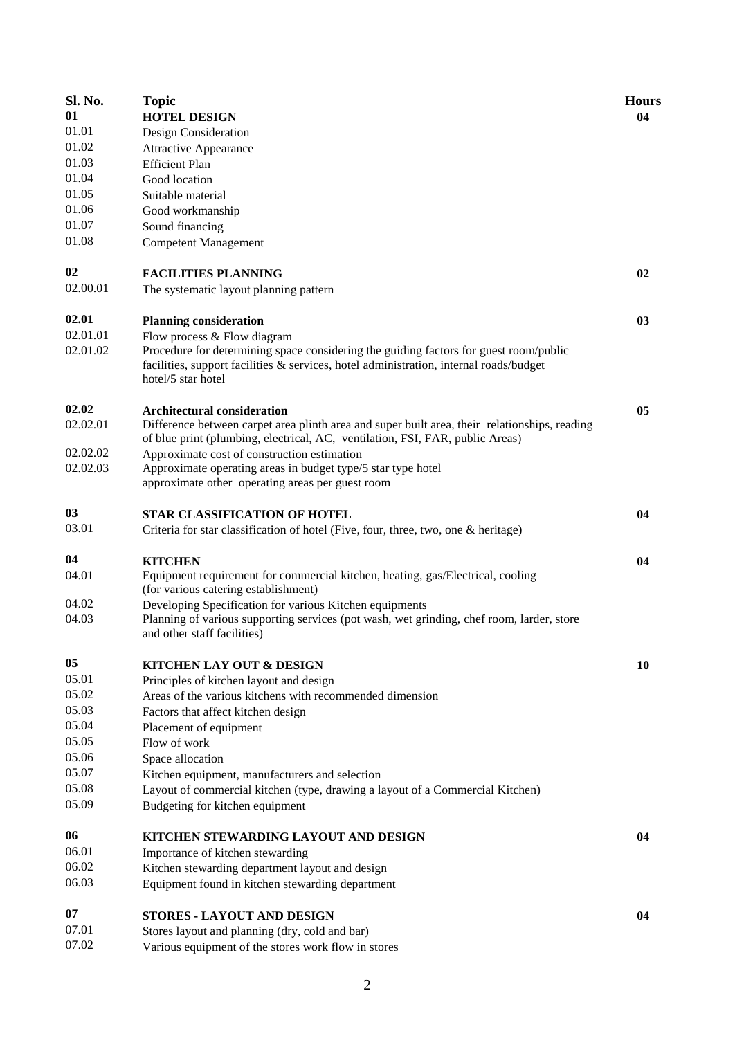| Sl. No. | Topic | Hours |
|---|---|---|
| **01** | **HOTEL DESIGN** | **04** |
| 01.01 | Design Consideration | |
| 01.02 | Attractive Appearance | |
| 01.03 | Efficient Plan | |
| 01.04 | Good location | |
| 01.05 | Suitable material | |
| 01.06 | Good workmanship | |
| 01.07 | Sound financing | |
| 01.08 | Competent Management | |
| **02** | **FACILITIES PLANNING** | **02** |
| 02.00.01 | The systematic layout planning pattern | |
| **02.01** | **Planning consideration** | **03** |
| 02.01.01 | Flow process & Flow diagram | |
| 02.01.02 | Procedure for determining space considering the guiding factors for guest room/public facilities, support facilities & services, hotel administration, internal roads/budget hotel/5 star hotel | |
| **02.02** | **Architectural consideration** | **05** |
| 02.02.01 | Difference between carpet area plinth area and super built area, their relationships, reading of blue print (plumbing, electrical, AC, ventilation, FSI, FAR, public Areas) | |
| 02.02.02 | Approximate cost of construction estimation | |
| 02.02.03 | Approximate operating areas in budget type/5 star type hotel approximate other operating areas per guest room | |
| **03** | **STAR CLASSIFICATION OF HOTEL** | **04** |
| 03.01 | Criteria for star classification of hotel (Five, four, three, two, one & heritage) | |
| **04** | **KITCHEN** | **04** |
| 04.01 | Equipment requirement for commercial kitchen, heating, gas/Electrical, cooling (for various catering establishment) | |
| 04.02 | Developing Specification for various Kitchen equipments | |
| 04.03 | Planning of various supporting services (pot wash, wet grinding, chef room, larder, store and other staff facilities) | |
| **05** | **KITCHEN LAY OUT & DESIGN** | **10** |
| 05.01 | Principles of kitchen layout and design | |
| 05.02 | Areas of the various kitchens with recommended dimension | |
| 05.03 | Factors that affect kitchen design | |
| 05.04 | Placement of equipment | |
| 05.05 | Flow of work | |
| 05.06 | Space allocation | |
| 05.07 | Kitchen equipment, manufacturers and selection | |
| 05.08 | Layout of commercial kitchen (type, drawing a layout of a Commercial Kitchen) | |
| 05.09 | Budgeting for kitchen equipment | |
| **06** | **KITCHEN STEWARDING LAYOUT AND DESIGN** | **04** |
| 06.01 | Importance of kitchen stewarding | |
| 06.02 | Kitchen stewarding department layout and design | |
| 06.03 | Equipment found in kitchen stewarding department | |
| **07** | **STORES - LAYOUT AND DESIGN** | **04** |
| 07.01 | Stores layout and planning (dry, cold and bar) | |
| 07.02 | Various equipment of the stores work flow in stores | |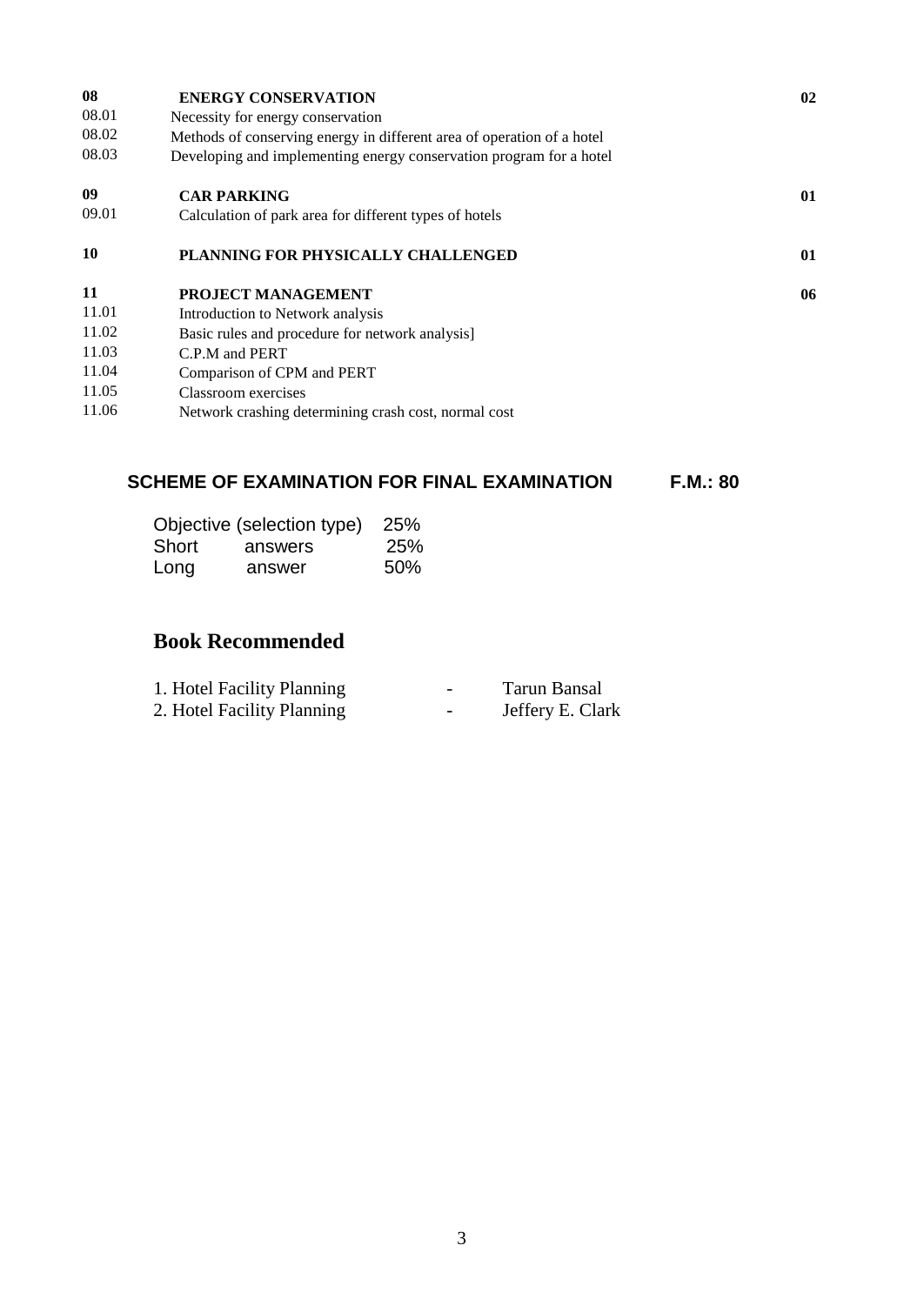| | | |
|---|---|---|
| **08** | **ENERGY CONSERVATION** | **02** |
| 08.01 | Necessity for energy conservation | |
| 08.02 | Methods of conserving energy in different area of operation of a hotel | |
| 08.03 | Developing and implementing energy conservation program for a hotel | |
| **09** | **CAR PARKING** | **01** |
| 09.01 | Calculation of park area for different types of hotels | |
| **10** | **PLANNING FOR PHYSICALLY CHALLENGED** | **01** |
| **11** | **PROJECT MANAGEMENT** | **06** |
| 11.01 | Introduction to Network analysis | |
| 11.02 | Basic rules and procedure for network analysis] | |
| 11.03 | C.P.M and PERT | |
| 11.04 | Comparison of CPM and PERT | |
| 11.05 | Classroom exercises | |
| 11.06 | Network crashing determining crash cost, normal cost | |

## SCHEME OF EXAMINATION FOR FINAL EXAMINATION F.M.: 80

| | |
|---|---|
| Objective (selection type) | 25% |
| Short answers | 25% |
| Long answer | 50% |

## Book Recommended

1. Hotel Facility Planning - Tarun Bansal
2. Hotel Facility Planning - Jeffery E. Clark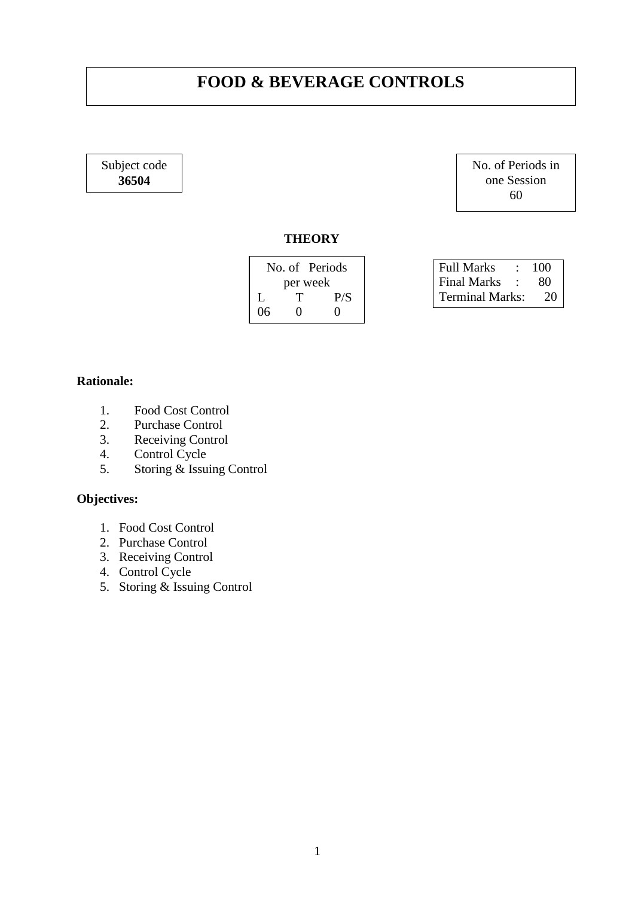# FOOD & BEVERAGE CONTROLS

| Subject code |
| --- |
| **36504** |

| No. of Periods in one Session |
| --- |
| 60 |

**THEORY**

| No. of Periods per week | | |
| --- | --- | --- |
| L | T | P/S |
| 06 | 0 | 0 |

| | | |
| --- | --- | --- |
| Full Marks | : | 100 |
| Final Marks | : | 80 |
| Terminal Marks: | | 20 |

**Rationale:**

1. Food Cost Control
2. Purchase Control
3. Receiving Control
4. Control Cycle
5. Storing & Issuing Control

**Objectives:**

1. Food Cost Control
2. Purchase Control
3. Receiving Control
4. Control Cycle
5. Storing & Issuing Control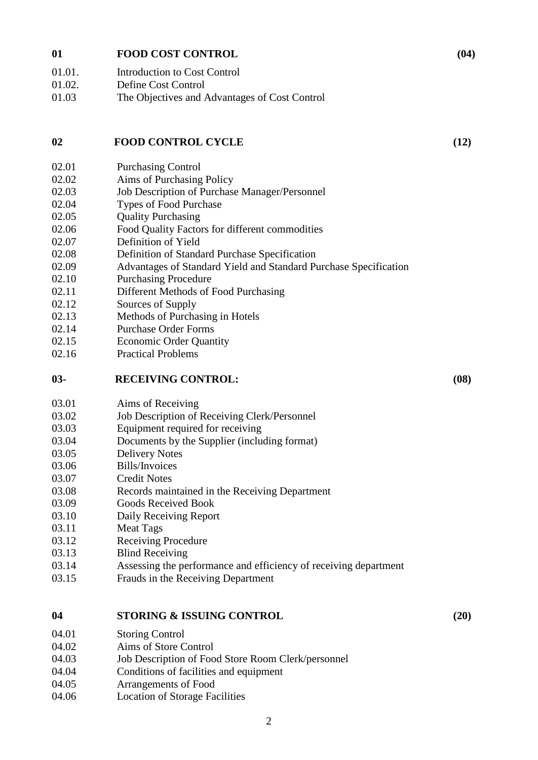## 01 FOOD COST CONTROL (04)

| | |
|---|---|
| 01.01. | Introduction to Cost Control |
| 01.02. | Define Cost Control |
| 01.03 | The Objectives and Advantages of Cost Control |

## 02 FOOD CONTROL CYCLE (12)

| | |
|---|---|
| 02.01 | Purchasing Control |
| 02.02 | Aims of Purchasing Policy |
| 02.03 | Job Description of Purchase Manager/Personnel |
| 02.04 | Types of Food Purchase |
| 02.05 | Quality Purchasing |
| 02.06 | Food Quality Factors for different commodities |
| 02.07 | Definition of Yield |
| 02.08 | Definition of Standard Purchase Specification |
| 02.09 | Advantages of Standard Yield and Standard Purchase Specification |
| 02.10 | Purchasing Procedure |
| 02.11 | Different Methods of Food Purchasing |
| 02.12 | Sources of Supply |
| 02.13 | Methods of Purchasing in Hotels |
| 02.14 | Purchase Order Forms |
| 02.15 | Economic Order Quantity |
| 02.16 | Practical Problems |

## 03- RECEIVING CONTROL: (08)

| | |
|---|---|
| 03.01 | Aims of Receiving |
| 03.02 | Job Description of Receiving Clerk/Personnel |
| 03.03 | Equipment required for receiving |
| 03.04 | Documents by the Supplier (including format) |
| 03.05 | Delivery Notes |
| 03.06 | Bills/Invoices |
| 03.07 | Credit Notes |
| 03.08 | Records maintained in the Receiving Department |
| 03.09 | Goods Received Book |
| 03.10 | Daily Receiving Report |
| 03.11 | Meat Tags |
| 03.12 | Receiving Procedure |
| 03.13 | Blind Receiving |
| 03.14 | Assessing the performance and efficiency of receiving department |
| 03.15 | Frauds in the Receiving Department |

## 04 STORING & ISSUING CONTROL (20)

| | |
|---|---|
| 04.01 | Storing Control |
| 04.02 | Aims of Store Control |
| 04.03 | Job Description of Food Store Room Clerk/personnel |
| 04.04 | Conditions of facilities and equipment |
| 04.05 | Arrangements of Food |
| 04.06 | Location of Storage Facilities |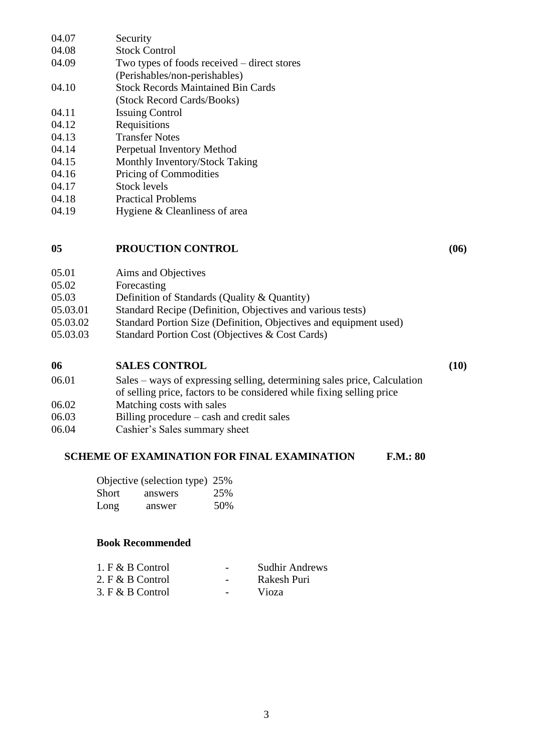| | |
|---|---|
| 04.07 | Security |
| 04.08 | Stock Control |
| 04.09 | Two types of foods received – direct stores (Perishables/non-perishables) |
| 04.10 | Stock Records Maintained Bin Cards (Stock Record Cards/Books) |
| 04.11 | Issuing Control |
| 04.12 | Requisitions |
| 04.13 | Transfer Notes |
| 04.14 | Perpetual Inventory Method |
| 04.15 | Monthly Inventory/Stock Taking |
| 04.16 | Pricing of Commodities |
| 04.17 | Stock levels |
| 04.18 | Practical Problems |
| 04.19 | Hygiene & Cleanliness of area |

**05 PROUCTION CONTROL (06)**

| | |
|---|---|
| 05.01 | Aims and Objectives |
| 05.02 | Forecasting |
| 05.03 | Definition of Standards (Quality & Quantity) |
| 05.03.01 | Standard Recipe (Definition, Objectives and various tests) |
| 05.03.02 | Standard Portion Size (Definition, Objectives and equipment used) |
| 05.03.03 | Standard Portion Cost (Objectives & Cost Cards) |

**06 SALES CONTROL (10)**

| | |
|---|---|
| 06.01 | Sales – ways of expressing selling, determining sales price, Calculation of selling price, factors to be considered while fixing selling price |
| 06.02 | Matching costs with sales |
| 06.03 | Billing procedure – cash and credit sales |
| 06.04 | Cashier's Sales summary sheet |

**SCHEME OF EXAMINATION FOR FINAL EXAMINATION F.M.: 80**

| | |
|---|---|
| Objective (selection type) | 25% |
| Short answers | 25% |
| Long answer | 50% |

**Book Recommended**

1. F & B Control - Sudhir Andrews
2. F & B Control - Rakesh Puri
3. F & B Control - Vioza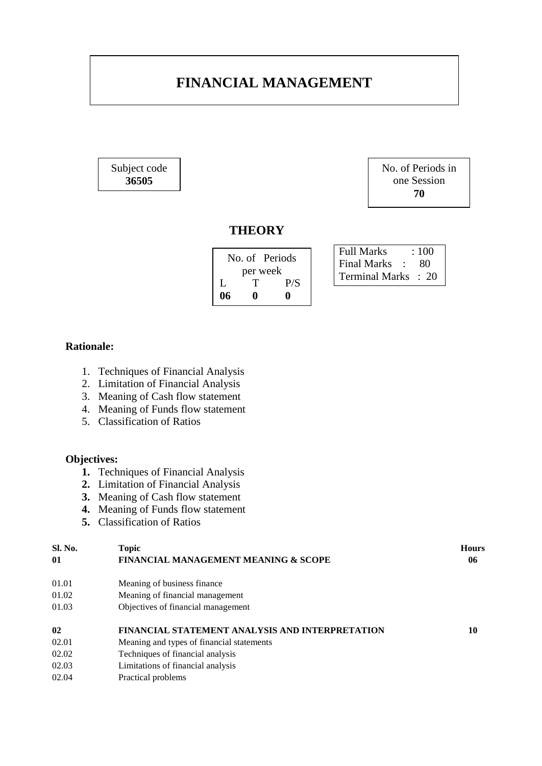# FINANCIAL MANAGEMENT

| Subject code |
|---|
| **36505** |

| No. of Periods in one Session |
|---|
| **70** |

## THEORY

| No. of Periods per week | | |
|---|---|---|
| L | T | P/S |
| **06** | **0** | **0** |

| | |
|---|---|
| Full Marks | : 100 |
| Final Marks | : 80 |
| Terminal Marks | : 20 |

**Rationale:**

1. Techniques of Financial Analysis
2. Limitation of Financial Analysis
3. Meaning of Cash flow statement
4. Meaning of Funds flow statement
5. Classification of Ratios

**Objectives:**

1. Techniques of Financial Analysis
2. Limitation of Financial Analysis
3. Meaning of Cash flow statement
4. Meaning of Funds flow statement
5. Classification of Ratios

| Sl. No. | Topic | Hours |
|---|---|---|
| **01** | **FINANCIAL MANAGEMENT MEANING & SCOPE** | **06** |
| 01.01 | Meaning of business finance | |
| 01.02 | Meaning of financial management | |
| 01.03 | Objectives of financial management | |
| **02** | **FINANCIAL STATEMENT ANALYSIS AND INTERPRETATION** | **10** |
| 02.01 | Meaning and types of financial statements | |
| 02.02 | Techniques of financial analysis | |
| 02.03 | Limitations of financial analysis | |
| 02.04 | Practical problems | |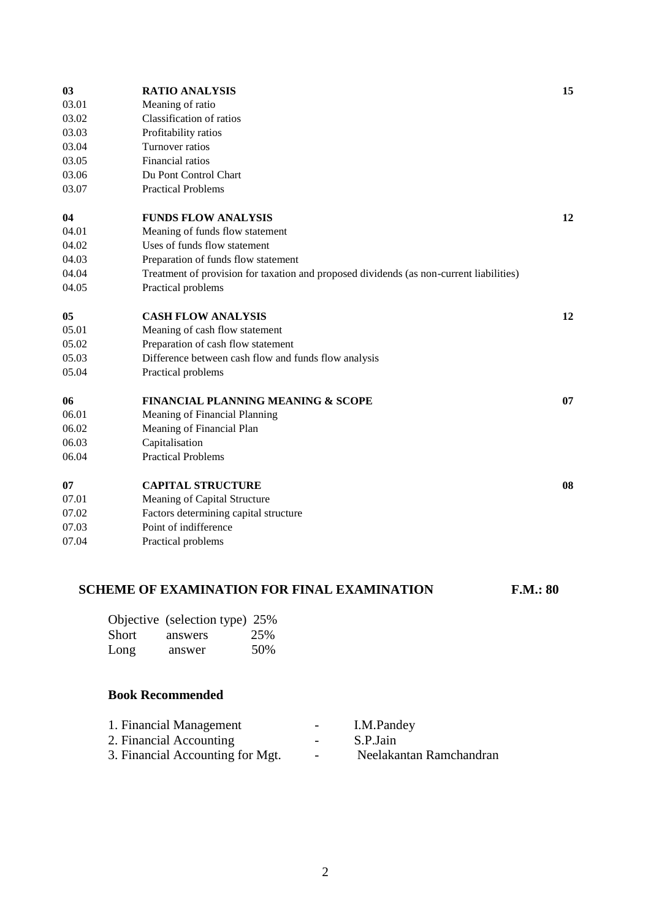| | | |
|---|---|---|
| **03** | **RATIO ANALYSIS** | **15** |
| 03.01 | Meaning of ratio | |
| 03.02 | Classification of ratios | |
| 03.03 | Profitability ratios | |
| 03.04 | Turnover ratios | |
| 03.05 | Financial ratios | |
| 03.06 | Du Pont Control Chart | |
| 03.07 | Practical Problems | |
| **04** | **FUNDS FLOW ANALYSIS** | **12** |
| 04.01 | Meaning of funds flow statement | |
| 04.02 | Uses of funds flow statement | |
| 04.03 | Preparation of funds flow statement | |
| 04.04 | Treatment of provision for taxation and proposed dividends (as non-current liabilities) | |
| 04.05 | Practical problems | |
| **05** | **CASH FLOW ANALYSIS** | **12** |
| 05.01 | Meaning of cash flow statement | |
| 05.02 | Preparation of cash flow statement | |
| 05.03 | Difference between cash flow and funds flow analysis | |
| 05.04 | Practical problems | |
| **06** | **FINANCIAL PLANNING MEANING & SCOPE** | **07** |
| 06.01 | Meaning of Financial Planning | |
| 06.02 | Meaning of Financial Plan | |
| 06.03 | Capitalisation | |
| 06.04 | Practical Problems | |
| **07** | **CAPITAL STRUCTURE** | **08** |
| 07.01 | Meaning of Capital Structure | |
| 07.02 | Factors determining capital structure | |
| 07.03 | Point of indifference | |
| 07.04 | Practical problems | |

## SCHEME OF EXAMINATION FOR FINAL EXAMINATION — F.M.: 80

| | |
|---|---|
| Objective (selection type) | 25% |
| Short answers | 25% |
| Long answer | 50% |

### Book Recommended

1. Financial Management - I.M.Pandey
2. Financial Accounting - S.P.Jain
3. Financial Accounting for Mgt. - Neelakantan Ramchandran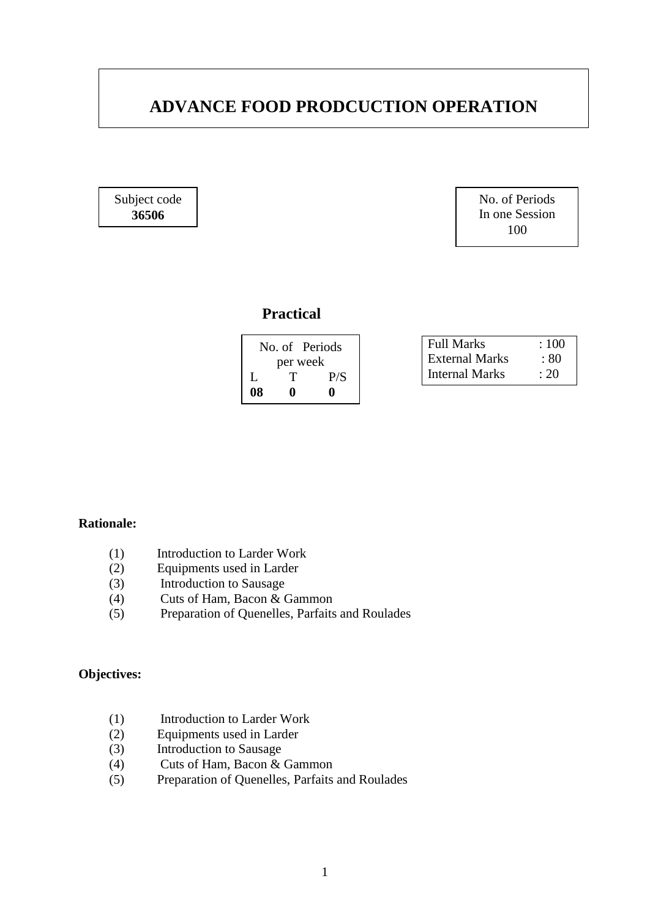# ADVANCE FOOD PRODCUCTION OPERATION

| Subject code |
|---|
| **36506** |

| No. of Periods In one Session |
|---|
| 100 |

## Practical

| No. of Periods per week | | |
|---|---|---|
| L | T | P/S |
| **08** | **0** | **0** |

| | |
|---|---|
| Full Marks | : 100 |
| External Marks | : 80 |
| Internal Marks | : 20 |

**Rationale:**

(1) Introduction to Larder Work
(2) Equipments used in Larder
(3) Introduction to Sausage
(4) Cuts of Ham, Bacon & Gammon
(5) Preparation of Quenelles, Parfaits and Roulades

**Objectives:**

(1) Introduction to Larder Work
(2) Equipments used in Larder
(3) Introduction to Sausage
(4) Cuts of Ham, Bacon & Gammon
(5) Preparation of Quenelles, Parfaits and Roulades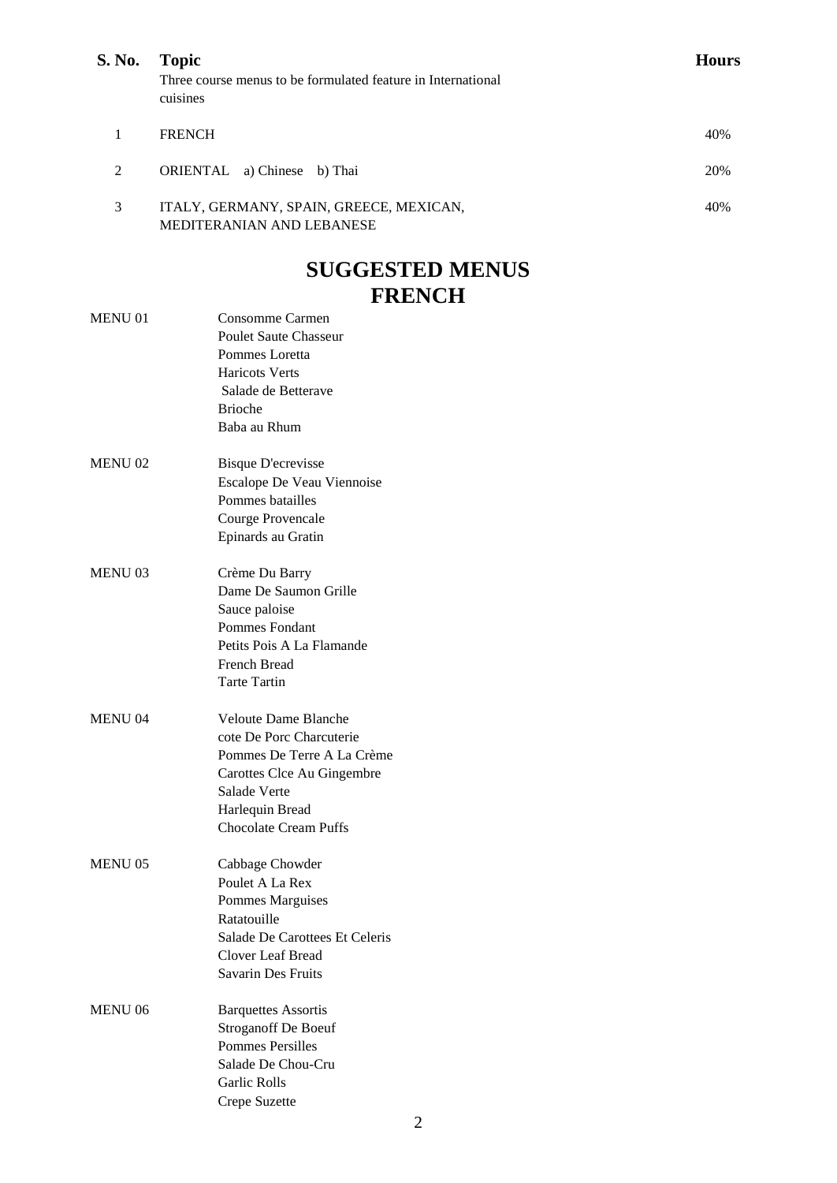| S. No. | Topic | Hours |
|---|---|---|
| | Three course menus to be formulated feature in International cuisines | |
| 1 | FRENCH | 40% |
| 2 | ORIENTAL a) Chinese b) Thai | 20% |
| 3 | ITALY, GERMANY, SPAIN, GREECE, MEXICAN, MEDITERANIAN AND LEBANESE | 40% |

# SUGGESTED MENUS

## FRENCH

**MENU 01**

Consomme Carmen
Poulet Saute Chasseur
Pommes Loretta
Haricots Verts
Salade de Betterave
Brioche
Baba au Rhum

**MENU 02**

Bisque D'ecrevisse
Escalope De Veau Viennoise
Pommes batailles
Courge Provencale
Epinards au Gratin

**MENU 03**

Crème Du Barry
Dame De Saumon Grille
Sauce paloise
Pommes Fondant
Petits Pois A La Flamande
French Bread
Tarte Tartin

**MENU 04**

Veloute Dame Blanche
cote De Porc Charcuterie
Pommes De Terre A La Crème
Carottes Clce Au Gingembre
Salade Verte
Harlequin Bread
Chocolate Cream Puffs

**MENU 05**

Cabbage Chowder
Poulet A La Rex
Pommes Marguises
Ratatouille
Salade De Carottees Et Celeris
Clover Leaf Bread
Savarin Des Fruits

**MENU 06**

Barquettes Assortis
Stroganoff De Boeuf
Pommes Persilles
Salade De Chou-Cru
Garlic Rolls
Crepe Suzette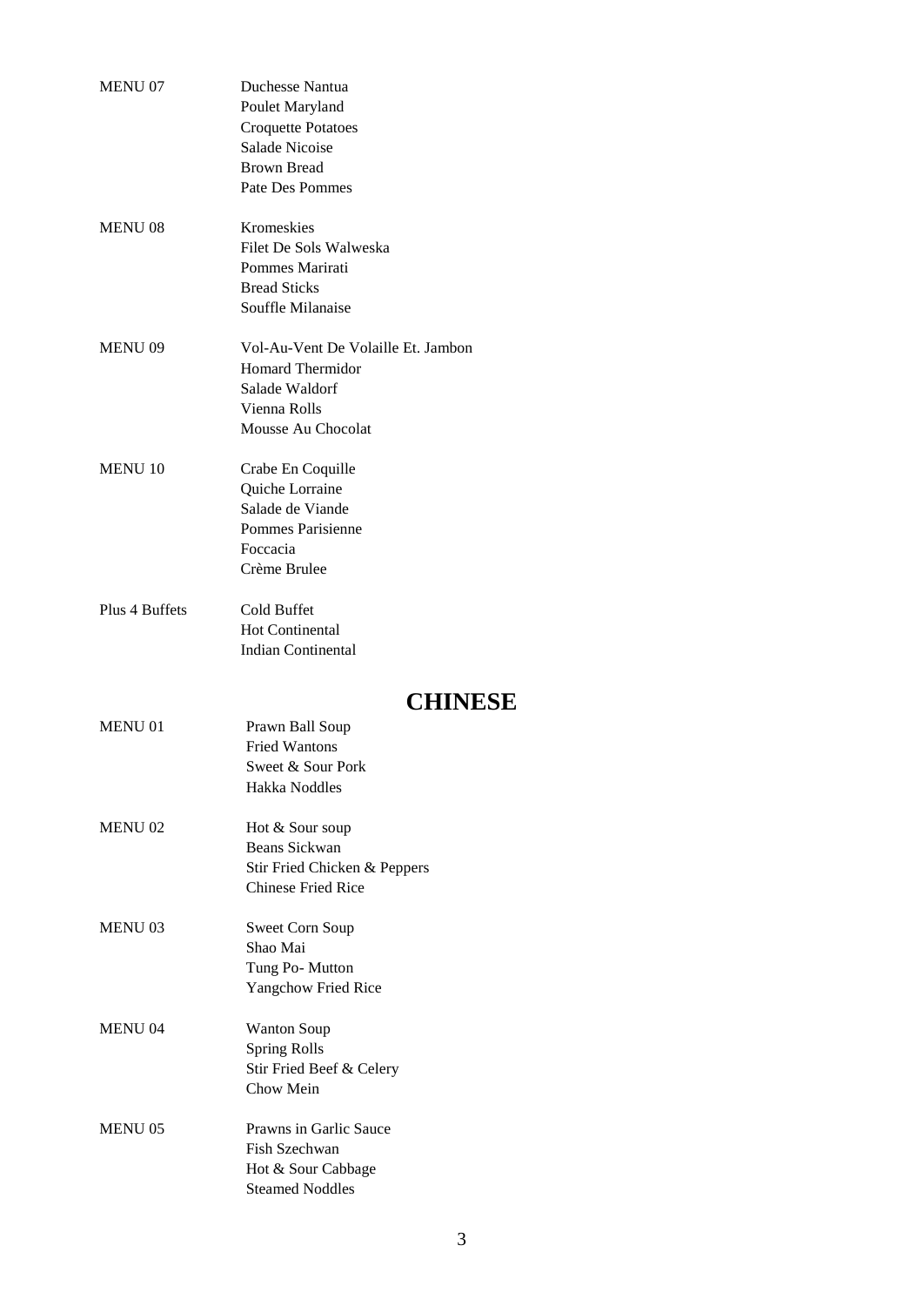MENU 07

Duchesse Nantua
Poulet Maryland
Croquette Potatoes
Salade Nicoise
Brown Bread
Pate Des Pommes

MENU 08

Kromeskies
Filet De Sols Walweska
Pommes Marirati
Bread Sticks
Souffle Milanaise

MENU 09

Vol-Au-Vent De Volaille Et. Jambon
Homard Thermidor
Salade Waldorf
Vienna Rolls
Mousse Au Chocolat

MENU 10

Crabe En Coquille
Quiche Lorraine
Salade de Viande
Pommes Parisienne
Foccacia
Crème Brulee

Plus 4 Buffets

Cold Buffet
Hot Continental
Indian Continental

## CHINESE

MENU 01

Prawn Ball Soup
Fried Wantons
Sweet & Sour Pork
Hakka Noddles

MENU 02

Hot & Sour soup
Beans Sickwan
Stir Fried Chicken & Peppers
Chinese Fried Rice

MENU 03

Sweet Corn Soup
Shao Mai
Tung Po- Mutton
Yangchow Fried Rice

MENU 04

Wanton Soup
Spring Rolls
Stir Fried Beef & Celery
Chow Mein

MENU 05

Prawns in Garlic Sauce
Fish Szechwan
Hot & Sour Cabbage
Steamed Noddles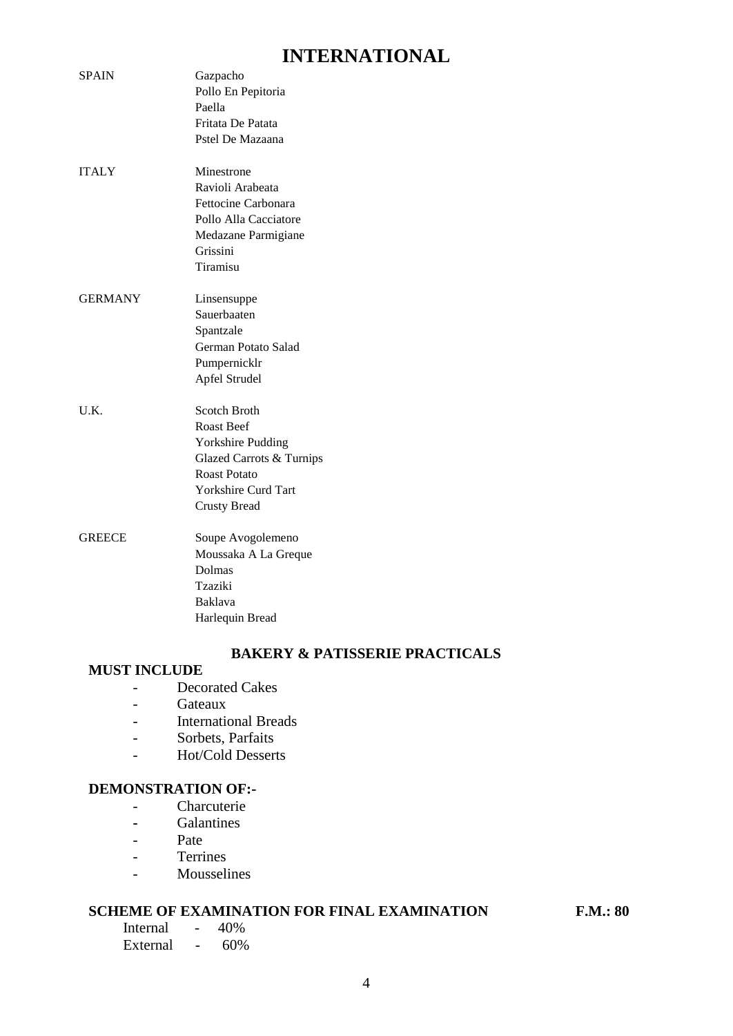# INTERNATIONAL

| | |
|---|---|
| SPAIN | Gazpacho<br>Pollo En Pepitoria<br>Paella<br>Fritata De Patata<br>Pstel De Mazaana |
| ITALY | Minestrone<br>Ravioli Arabeata<br>Fettocine Carbonara<br>Pollo Alla Cacciatore<br>Medazane Parmigiane<br>Grissini<br>Tiramisu |
| GERMANY | Linsensuppe<br>Sauerbaaten<br>Spantzale<br>German Potato Salad<br>Pumpernicklr<br>Apfel Strudel |
| U.K. | Scotch Broth<br>Roast Beef<br>Yorkshire Pudding<br>Glazed Carrots & Turnips<br>Roast Potato<br>Yorkshire Curd Tart<br>Crusty Bread |
| GREECE | Soupe Avogolemeno<br>Moussaka A La Greque<br>Dolmas<br>Tzaziki<br>Baklava<br>Harlequin Bread |

## BAKERY & PATISSERIE PRACTICALS

**MUST INCLUDE**

- Decorated Cakes
- Gateaux
- International Breads
- Sorbets, Parfaits
- Hot/Cold Desserts

**DEMONSTRATION OF:-**

- Charcuterie
- Galantines
- Pate
- Terrines
- Mousselines

**SCHEME OF EXAMINATION FOR FINAL EXAMINATION** **F.M.: 80**

Internal - 40%
External - 60%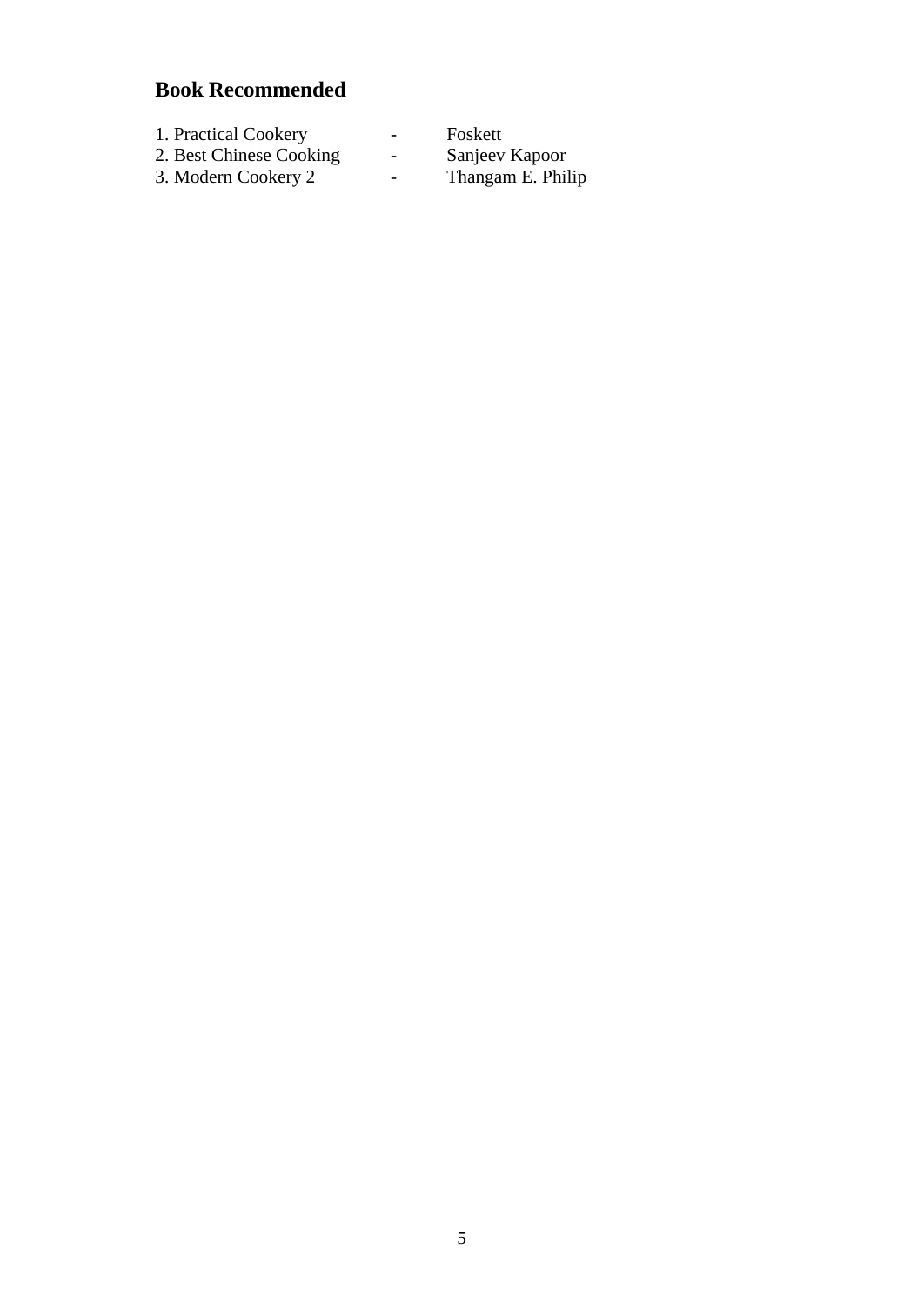## Book Recommended

1. Practical Cookery - Foskett
2. Best Chinese Cooking - Sanjeev Kapoor
3. Modern Cookery 2 - Thangam E. Philip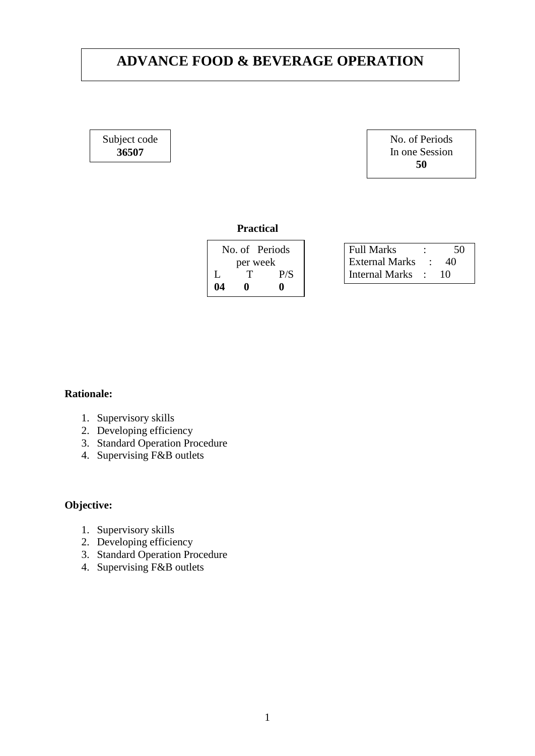# ADVANCE FOOD & BEVERAGE OPERATION

| Subject code |
|---|
| **36507** |

| No. of Periods In one Session |
|---|
| **50** |

**Practical**

| No. of Periods per week | | |
|---|---|---|
| L | T | P/S |
| **04** | **0** | **0** |

| | | |
|---|---|---|
| Full Marks | : | 50 |
| External Marks | : | 40 |
| Internal Marks | : | 10 |

**Rationale:**

1. Supervisory skills
2. Developing efficiency
3. Standard Operation Procedure
4. Supervising F&B outlets

**Objective:**

1. Supervisory skills
2. Developing efficiency
3. Standard Operation Procedure
4. Supervising F&B outlets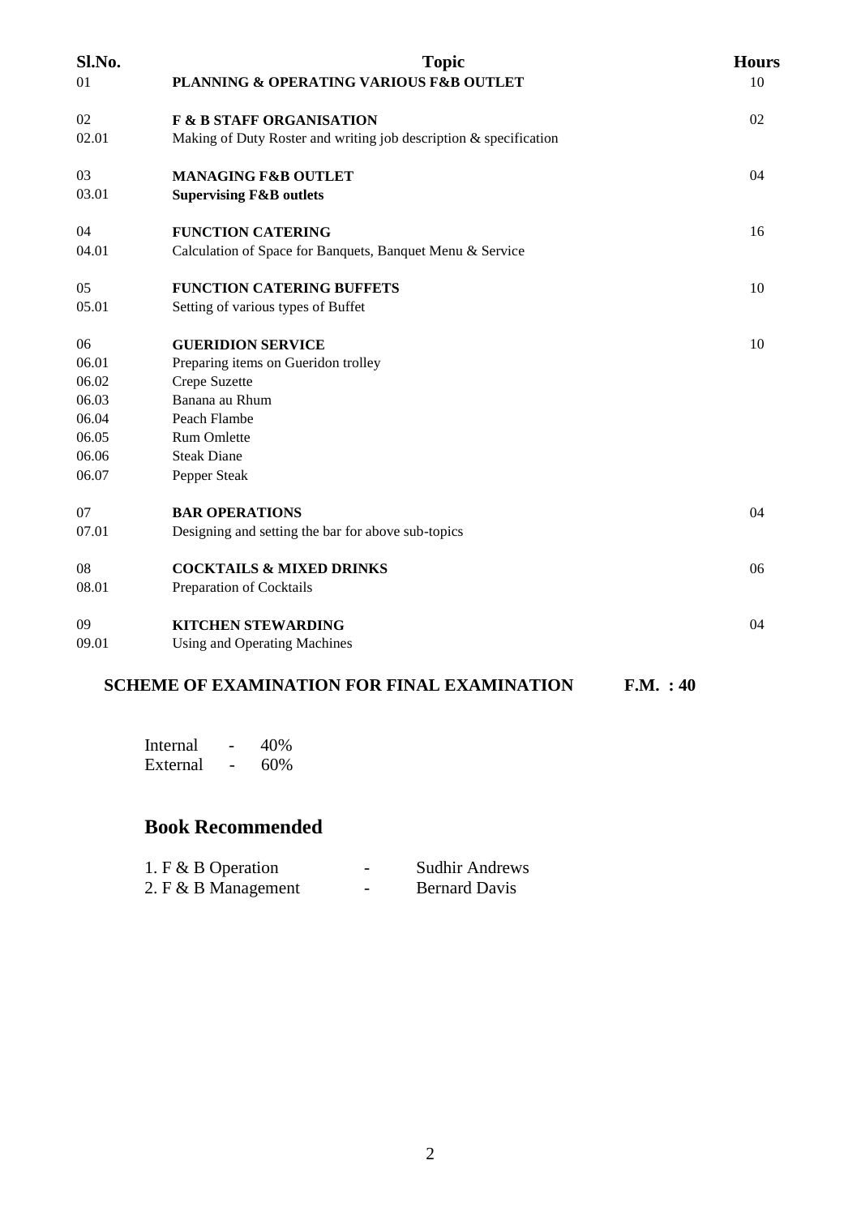| Sl.No. | Topic | Hours |
|---|---|---|
| 01 | **PLANNING & OPERATING VARIOUS F&B OUTLET** | 10 |
| 02 | **F & B STAFF ORGANISATION** | 02 |
| 02.01 | Making of Duty Roster and writing job description & specification | |
| 03 | **MANAGING F&B OUTLET** | 04 |
| 03.01 | **Supervising F&B outlets** | |
| 04 | **FUNCTION CATERING** | 16 |
| 04.01 | Calculation of Space for Banquets, Banquet Menu & Service | |
| 05 | **FUNCTION CATERING BUFFETS** | 10 |
| 05.01 | Setting of various types of Buffet | |
| 06 | **GUERIDION SERVICE** | 10 |
| 06.01 | Preparing items on Gueridon trolley | |
| 06.02 | Crepe Suzette | |
| 06.03 | Banana au Rhum | |
| 06.04 | Peach Flambe | |
| 06.05 | Rum Omlette | |
| 06.06 | Steak Diane | |
| 06.07 | Pepper Steak | |
| 07 | **BAR OPERATIONS** | 04 |
| 07.01 | Designing and setting the bar for above sub-topics | |
| 08 | **COCKTAILS & MIXED DRINKS** | 06 |
| 08.01 | Preparation of Cocktails | |
| 09 | **KITCHEN STEWARDING** | 04 |
| 09.01 | Using and Operating Machines | |

**SCHEME OF EXAMINATION FOR FINAL EXAMINATION F.M. : 40**

Internal - 40%
External - 60%

## Book Recommended

1. F & B Operation - Sudhir Andrews
2. F & B Management - Bernard Davis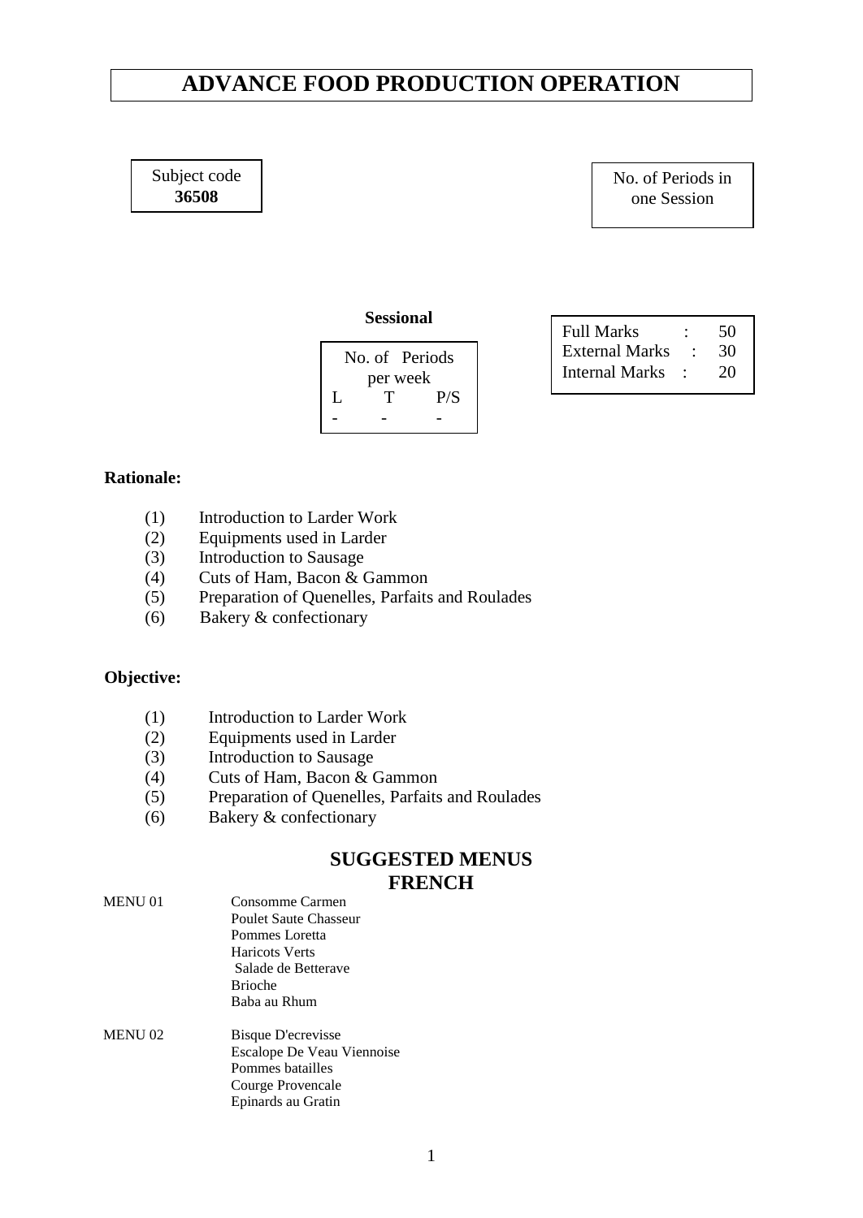# ADVANCE FOOD PRODUCTION OPERATION

| Subject code |
|---|
| **36508** |

| No. of Periods in one Session |
|---|
| |

**Sessional**

| No. of Periods per week | | |
|---|---|---|
| L | T | P/S |
| - | - | - |

| Full Marks | : | 50 |
|---|---|---|
| External Marks | : | 30 |
| Internal Marks | : | 20 |

**Rationale:**

(1) Introduction to Larder Work
(2) Equipments used in Larder
(3) Introduction to Sausage
(4) Cuts of Ham, Bacon & Gammon
(5) Preparation of Quenelles, Parfaits and Roulades
(6) Bakery & confectionary

**Objective:**

(1) Introduction to Larder Work
(2) Equipments used in Larder
(3) Introduction to Sausage
(4) Cuts of Ham, Bacon & Gammon
(5) Preparation of Quenelles, Parfaits and Roulades
(6) Bakery & confectionary

## SUGGESTED MENUS
## FRENCH

MENU 01
- Consomme Carmen
- Poulet Saute Chasseur
- Pommes Loretta
- Haricots Verts
- Salade de Betterave
- Brioche
- Baba au Rhum

MENU 02
- Bisque D'ecrevisse
- Escalope De Veau Viennoise
- Pommes batailles
- Courge Provencale
- Epinards au Gratin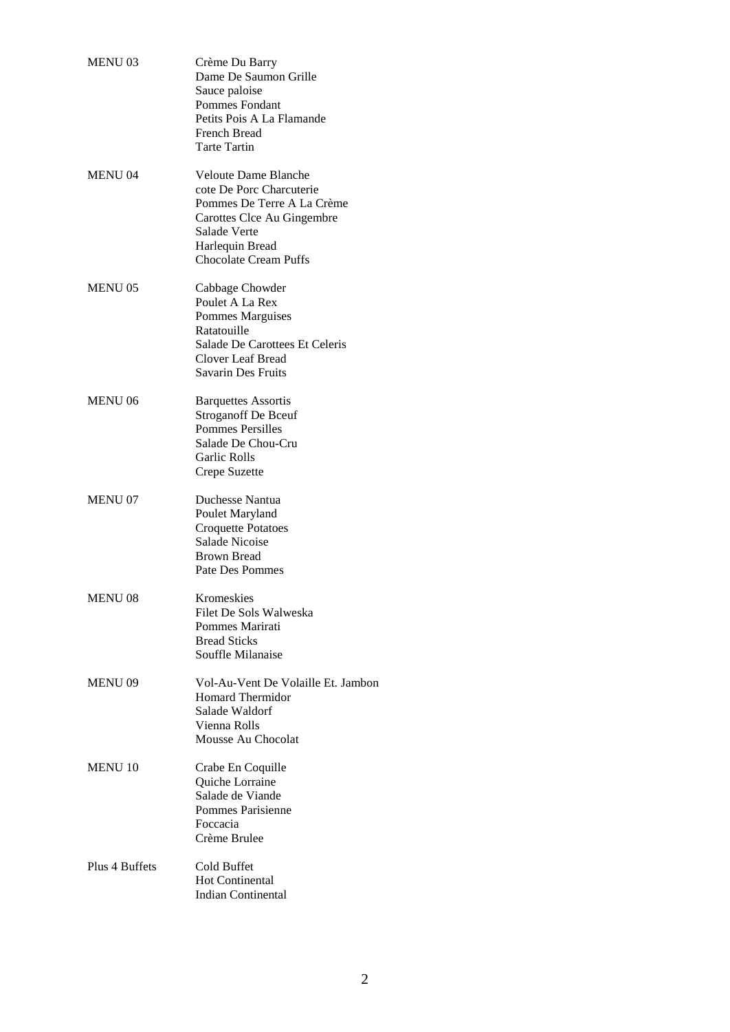| | |
|---|---|
| MENU 03 | Crème Du Barry<br>Dame De Saumon Grille<br>Sauce paloise<br>Pommes Fondant<br>Petits Pois A La Flamande<br>French Bread<br>Tarte Tartin |
| MENU 04 | Veloute Dame Blanche<br>cote De Porc Charcuterie<br>Pommes De Terre A La Crème<br>Carottes Clce Au Gingembre<br>Salade Verte<br>Harlequin Bread<br>Chocolate Cream Puffs |
| MENU 05 | Cabbage Chowder<br>Poulet A La Rex<br>Pommes Marguises<br>Ratatouille<br>Salade De Carottees Et Celeris<br>Clover Leaf Bread<br>Savarin Des Fruits |
| MENU 06 | Barquettes Assortis<br>Stroganoff De Bceuf<br>Pommes Persilles<br>Salade De Chou-Cru<br>Garlic Rolls<br>Crepe Suzette |
| MENU 07 | Duchesse Nantua<br>Poulet Maryland<br>Croquette Potatoes<br>Salade Nicoise<br>Brown Bread<br>Pate Des Pommes |
| MENU 08 | Kromeskies<br>Filet De Sols Walweska<br>Pommes Marirati<br>Bread Sticks<br>Souffle Milanaise |
| MENU 09 | Vol-Au-Vent De Volaille Et. Jambon<br>Homard Thermidor<br>Salade Waldorf<br>Vienna Rolls<br>Mousse Au Chocolat |
| MENU 10 | Crabe En Coquille<br>Quiche Lorraine<br>Salade de Viande<br>Pommes Parisienne<br>Foccacia<br>Crème Brulee |
| Plus 4 Buffets | Cold Buffet<br>Hot Continental<br>Indian Continental |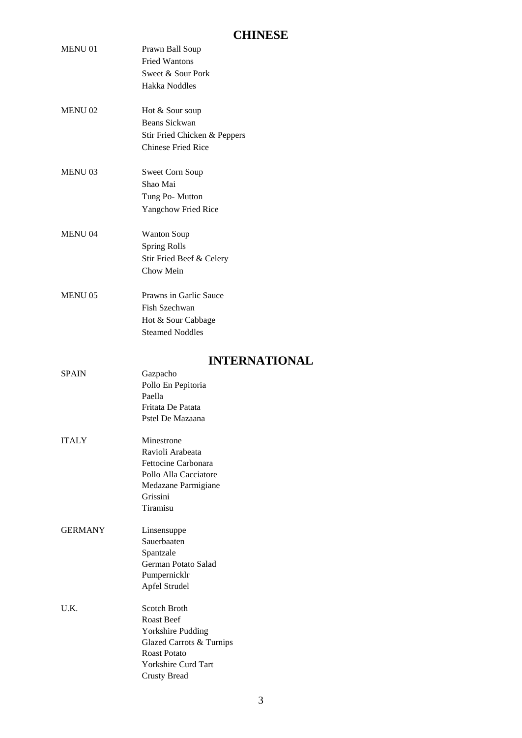## CHINESE

| | |
|---|---|
| MENU 01 | Prawn Ball Soup<br>Fried Wantons<br>Sweet & Sour Pork<br>Hakka Noddles |
| MENU 02 | Hot & Sour soup<br>Beans Sickwan<br>Stir Fried Chicken & Peppers<br>Chinese Fried Rice |
| MENU 03 | Sweet Corn Soup<br>Shao Mai<br>Tung Po- Mutton<br>Yangchow Fried Rice |
| MENU 04 | Wanton Soup<br>Spring Rolls<br>Stir Fried Beef & Celery<br>Chow Mein |
| MENU 05 | Prawns in Garlic Sauce<br>Fish Szechwan<br>Hot & Sour Cabbage<br>Steamed Noddles |

## INTERNATIONAL

| | |
|---|---|
| SPAIN | Gazpacho<br>Pollo En Pepitoria<br>Paella<br>Fritata De Patata<br>Pstel De Mazaana |
| ITALY | Minestrone<br>Ravioli Arabeata<br>Fettocine Carbonara<br>Pollo Alla Cacciatore<br>Medazane Parmigiane<br>Grissini<br>Tiramisu |
| GERMANY | Linsensuppe<br>Sauerbaaten<br>Spantzale<br>German Potato Salad<br>Pumpernicklr<br>Apfel Strudel |
| U.K. | Scotch Broth<br>Roast Beef<br>Yorkshire Pudding<br>Glazed Carrots & Turnips<br>Roast Potato<br>Yorkshire Curd Tart<br>Crusty Bread |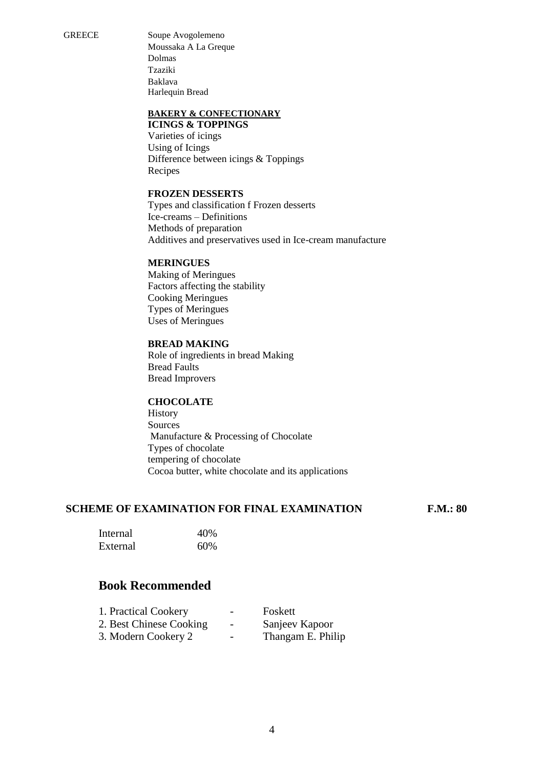GREECE

- Soupe Avogolemeno
- Moussaka A La Greque
- Dolmas
- Tzaziki
- Baklava
- Harlequin Bread

## BAKERY & CONFECTIONARY

### ICINGS & TOPPINGS

- Varieties of icings
- Using of Icings
- Difference between icings & Toppings
- Recipes

### FROZEN DESSERTS

- Types and classification f Frozen desserts
- Ice-creams – Definitions
- Methods of preparation
- Additives and preservatives used in Ice-cream manufacture

### MERINGUES

- Making of Meringues
- Factors affecting the stability
- Cooking Meringues
- Types of Meringues
- Uses of Meringues

### BREAD MAKING

- Role of ingredients in bread Making
- Bread Faults
- Bread Improvers

### CHOCOLATE

- History
- Sources
- Manufacture & Processing of Chocolate
- Types of chocolate
- tempering of chocolate
- Cocoa butter, white chocolate and its applications

## SCHEME OF EXAMINATION FOR FINAL EXAMINATION — F.M.: 80

| | |
|---|---|
| Internal | 40% |
| External | 60% |

## Book Recommended

1. Practical Cookery - Foskett
2. Best Chinese Cooking - Sanjeev Kapoor
3. Modern Cookery 2 - Thangam E. Philip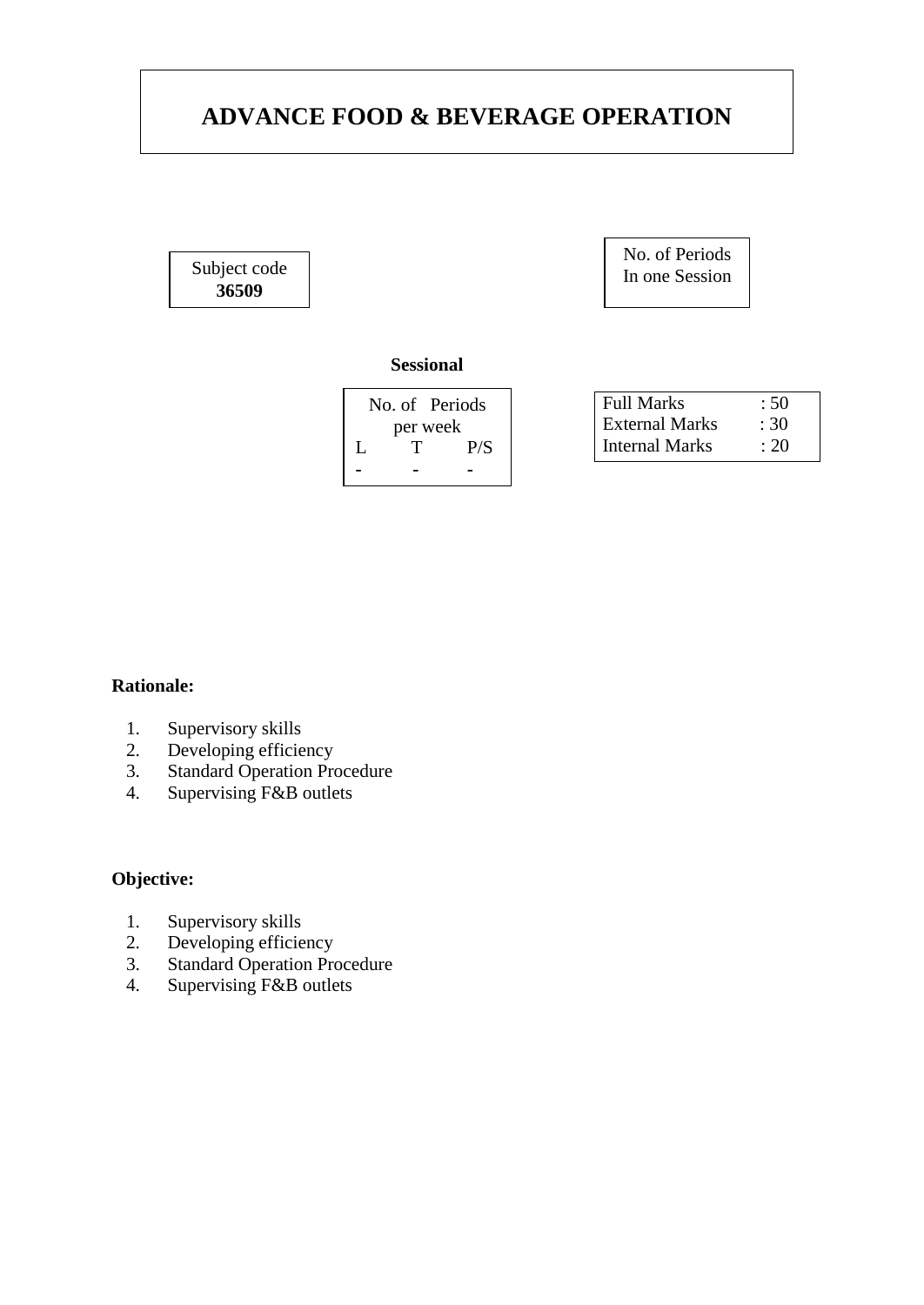# ADVANCE FOOD & BEVERAGE OPERATION

| Subject code |
|---|
| **36509** |

| No. of Periods In one Session |
|---|
| |

**Sessional**

| No. of Periods per week | | |
|---|---|---|
| L | T | P/S |
| - | - | - |

| | |
|---|---|
| Full Marks | : 50 |
| External Marks | : 30 |
| Internal Marks | : 20 |

**Rationale:**

1. Supervisory skills
2. Developing efficiency
3. Standard Operation Procedure
4. Supervising F&B outlets

**Objective:**

1. Supervisory skills
2. Developing efficiency
3. Standard Operation Procedure
4. Supervising F&B outlets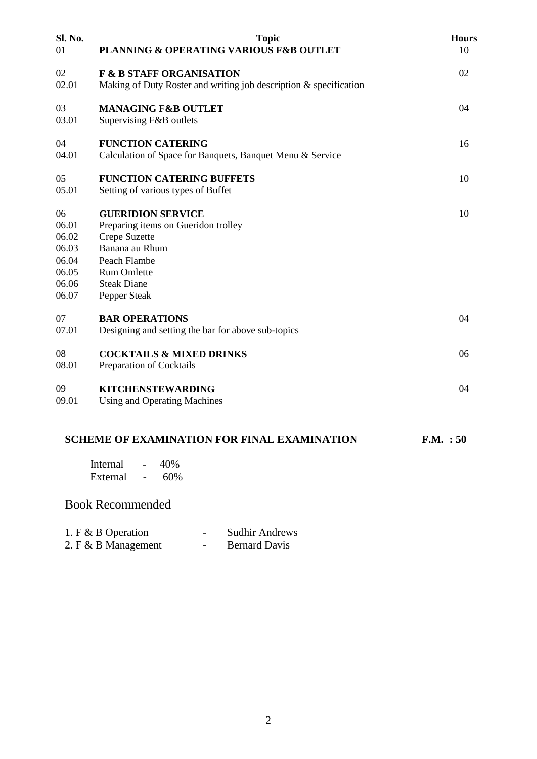| Sl. No. | Topic | Hours |
|---|---|---|
| 01 | **PLANNING & OPERATING VARIOUS F&B OUTLET** | 10 |
| 02 | **F & B STAFF ORGANISATION** | 02 |
| 02.01 | Making of Duty Roster and writing job description & specification | |
| 03 | **MANAGING F&B OUTLET** | 04 |
| 03.01 | Supervising F&B outlets | |
| 04 | **FUNCTION CATERING** | 16 |
| 04.01 | Calculation of Space for Banquets, Banquet Menu & Service | |
| 05 | **FUNCTION CATERING BUFFETS** | 10 |
| 05.01 | Setting of various types of Buffet | |
| 06 | **GUERIDION SERVICE** | 10 |
| 06.01 | Preparing items on Gueridon trolley | |
| 06.02 | Crepe Suzette | |
| 06.03 | Banana au Rhum | |
| 06.04 | Peach Flambe | |
| 06.05 | Rum Omlette | |
| 06.06 | Steak Diane | |
| 06.07 | Pepper Steak | |
| 07 | **BAR OPERATIONS** | 04 |
| 07.01 | Designing and setting the bar for above sub-topics | |
| 08 | **COCKTAILS & MIXED DRINKS** | 06 |
| 08.01 | Preparation of Cocktails | |
| 09 | **KITCHENSTEWARDING** | 04 |
| 09.01 | Using and Operating Machines | |

**SCHEME OF EXAMINATION FOR FINAL EXAMINATION F.M. : 50**

Internal - 40%
External - 60%

## Book Recommended

1. F & B Operation - Sudhir Andrews
2. F & B Management - Bernard Davis